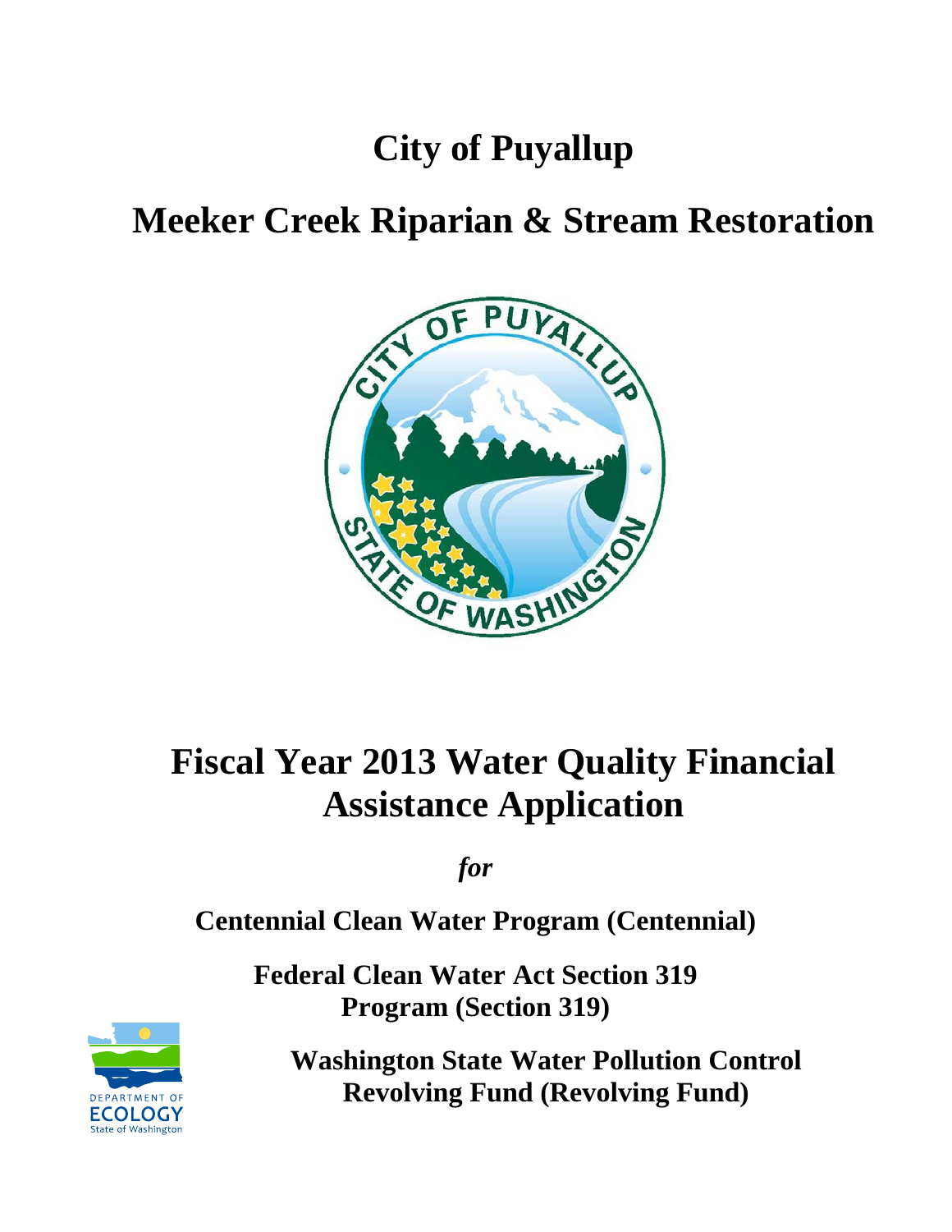# City of Puyallup

# Meeker Creek Riparian & Stream Restoration

# Fiscal Year 2013 Water Quality Financial Assistance Application

***for***

**Centennial Clean Water Program (Centennial)**

**Federal Clean Water Act Section 319 Program (Section 319)**

**Washington State Water Pollution Control Revolving Fund (Revolving Fund)**

DEPARTMENT OF ECOLOGY
State of Washington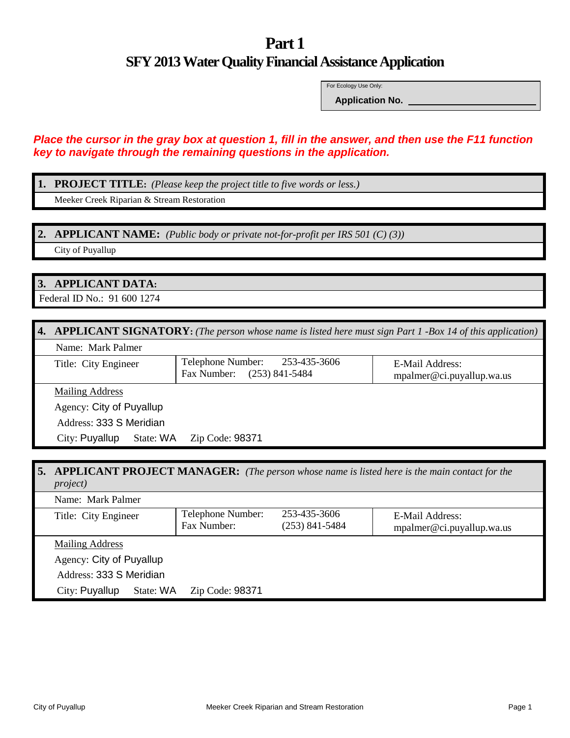# Part 1

## SFY 2013 Water Quality Financial Assistance Application

For Ecology Use Only:

**Application No.** ________________________

***Place the cursor in the gray box at question 1, fill in the answer, and then use the F11 function key to navigate through the remaining questions in the application.***

**1. PROJECT TITLE:** *(Please keep the project title to five words or less.)*

Meeker Creek Riparian & Stream Restoration

**2. APPLICANT NAME:** *(Public body or private not-for-profit per IRS 501 (C) (3))*

City of Puyallup

**3. APPLICANT DATA:**

Federal ID No.: 91 600 1274

**4. APPLICANT SIGNATORY:** *(The person whose name is listed here must sign Part 1 -Box 14 of this application)*

Name: Mark Palmer

| Title: City Engineer | Telephone Number: 253-435-3606<br>Fax Number: (253) 841-5484 | E-Mail Address:<br>mpalmer@ci.puyallup.wa.us |
|---|---|---|

Mailing Address

Agency: City of Puyallup

Address: 333 S Meridian

City: Puyallup State: WA Zip Code: 98371

**5. APPLICANT PROJECT MANAGER:** *(The person whose name is listed here is the main contact for the project)*

Name: Mark Palmer

| Title: City Engineer | Telephone Number: 253-435-3606<br>Fax Number: (253) 841-5484 | E-Mail Address:<br>mpalmer@ci.puyallup.wa.us |
|---|---|---|

Mailing Address

Agency: City of Puyallup

Address: 333 S Meridian

City: Puyallup State: WA Zip Code: 98371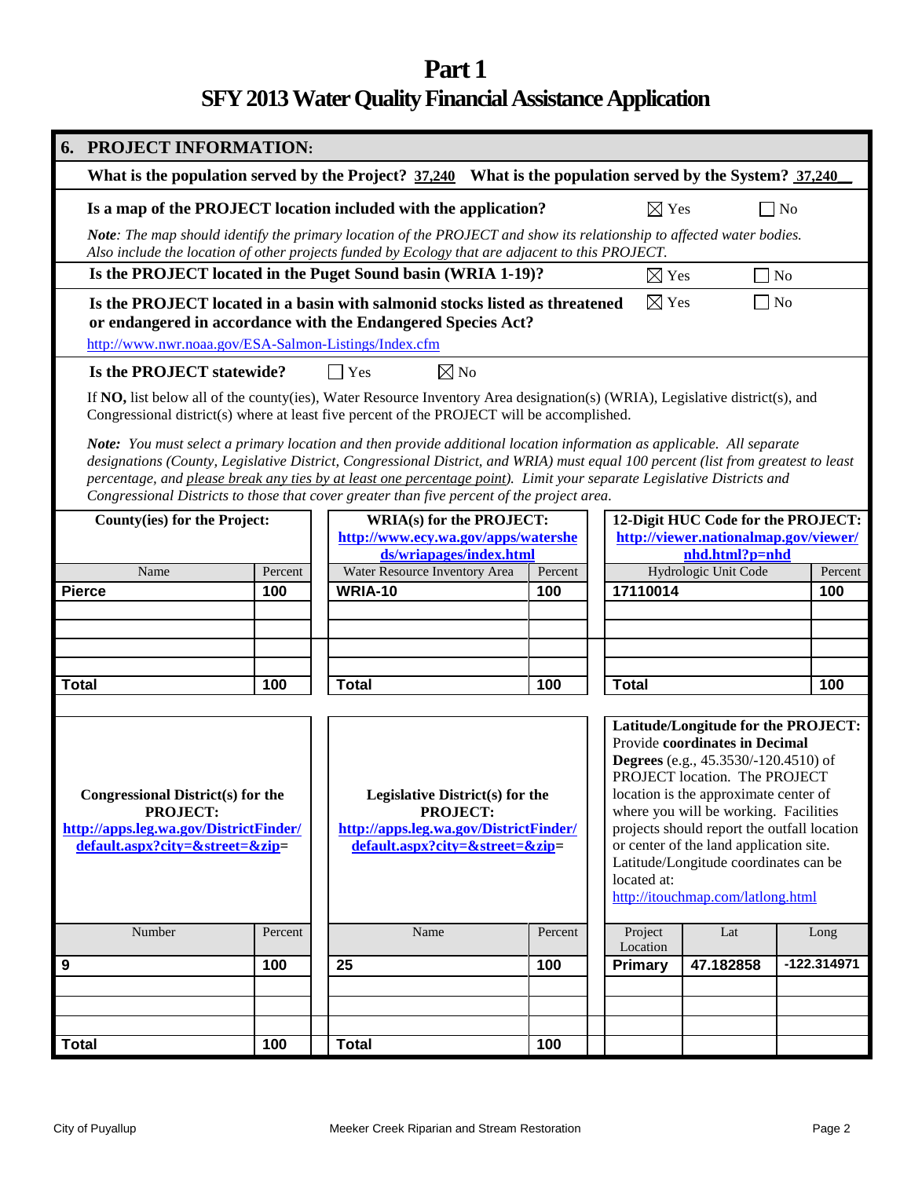# Part 1
## SFY 2013 Water Quality Financial Assistance Application

### 6. PROJECT INFORMATION:

**What is the population served by the Project?** 37,240 **What is the population served by the System?** 37,240

**Is a map of the PROJECT location included with the application?** ☒ Yes ☐ No

*Note: The map should identify the primary location of the PROJECT and show its relationship to affected water bodies. Also include the location of other projects funded by Ecology that are adjacent to this PROJECT.*

**Is the PROJECT located in the Puget Sound basin (WRIA 1-19)?** ☒ Yes ☐ No

**Is the PROJECT located in a basin with salmonid stocks listed as threatened or endangered in accordance with the Endangered Species Act?** ☒ Yes ☐ No

http://www.nwr.noaa.gov/ESA-Salmon-Listings/Index.cfm

**Is the PROJECT statewide?** ☐ Yes ☒ No

If **NO,** list below all of the county(ies), Water Resource Inventory Area designation(s) (WRIA), Legislative district(s), and Congressional district(s) where at least five percent of the PROJECT will be accomplished.

***Note:*** *You must select a primary location and then provide additional location information as applicable. All separate designations (County, Legislative District, Congressional District, and WRIA) must equal 100 percent (list from greatest to least percentage, and please break any ties by at least one percentage point). Limit your separate Legislative Districts and Congressional Districts to those that cover greater than five percent of the project area.*

**County(ies) for the Project:**

| Name | Percent |
|---|---|
| **Pierce** | **100** |
| | |
| | |
| | |
| **Total** | **100** |

**WRIA(s) for the PROJECT:** http://www.ecy.wa.gov/apps/watersheds/wriapages/index.html

| Water Resource Inventory Area | Percent |
|---|---|
| **WRIA-10** | **100** |
| | |
| | |
| | |
| **Total** | **100** |

**12-Digit HUC Code for the PROJECT:** http://viewer.nationalmap.gov/viewer/nhd.html?p=nhd

| Hydrologic Unit Code | Percent |
|---|---|
| **17110014** | **100** |
| | |
| | |
| | |
| **Total** | **100** |

**Congressional District(s) for the PROJECT:** http://apps.leg.wa.gov/DistrictFinder/default.aspx?city=&street=&zip=

| Number | Percent |
|---|---|
| **9** | **100** |
| | |
| | |
| **Total** | **100** |

**Legislative District(s) for the PROJECT:** http://apps.leg.wa.gov/DistrictFinder/default.aspx?city=&street=&zip=

| Name | Percent |
|---|---|
| **25** | **100** |
| | |
| | |
| **Total** | **100** |

**Latitude/Longitude for the PROJECT:** Provide **coordinates in Decimal Degrees** (e.g., 45.3530/-120.4510) of PROJECT location. The PROJECT location is the approximate center of where you will be working. Facilities projects should report the outfall location or center of the land application site. Latitude/Longitude coordinates can be located at: http://itouchmap.com/latlong.html

| Project Location | Lat | Long |
|---|---|---|
| **Primary** | **47.182858** | **-122.314971** |
| | | |
| | | |
| | | |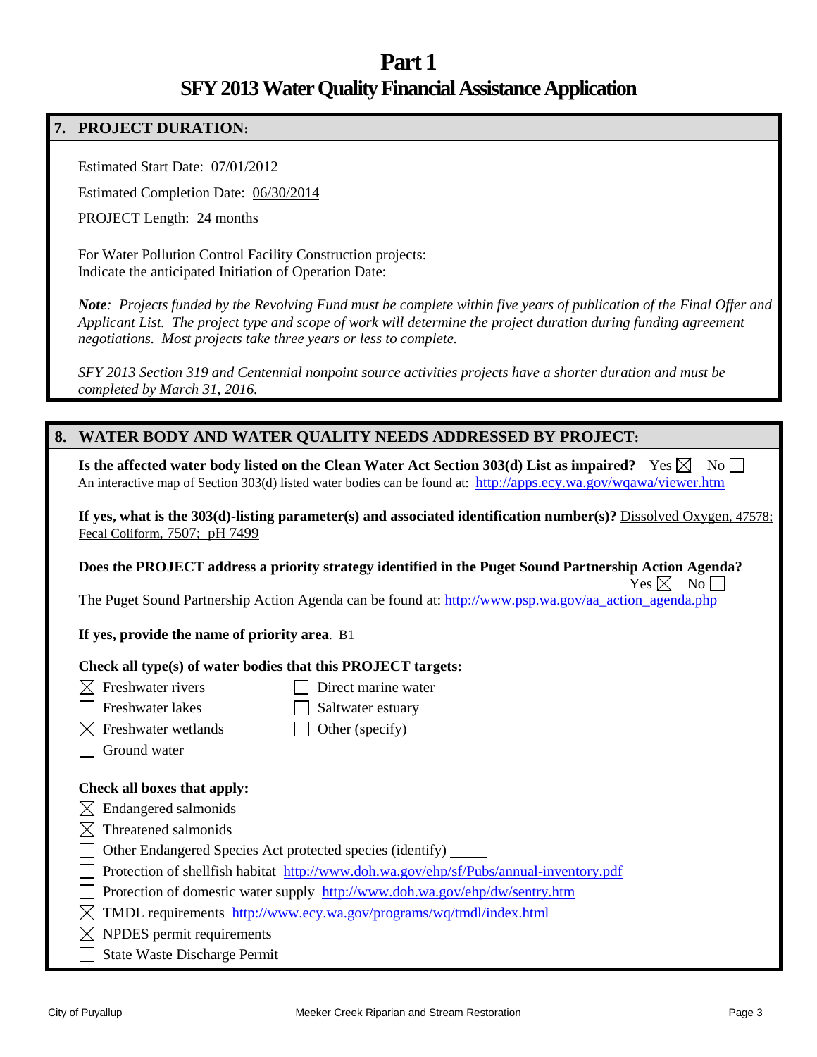# Part 1

## SFY 2013 Water Quality Financial Assistance Application

### 7. PROJECT DURATION:

Estimated Start Date: 07/01/2012

Estimated Completion Date: 06/30/2014

PROJECT Length: 24 months

For Water Pollution Control Facility Construction projects:
Indicate the anticipated Initiation of Operation Date: \_\_\_\_\_

*Note: Projects funded by the Revolving Fund must be complete within five years of publication of the Final Offer and Applicant List. The project type and scope of work will determine the project duration during funding agreement negotiations. Most projects take three years or less to complete.*

*SFY 2013 Section 319 and Centennial nonpoint source activities projects have a shorter duration and must be completed by March 31, 2016.*

### 8. WATER BODY AND WATER QUALITY NEEDS ADDRESSED BY PROJECT:

**Is the affected water body listed on the Clean Water Act Section 303(d) List as impaired?** Yes ☒ No ☐
An interactive map of Section 303(d) listed water bodies can be found at: http://apps.ecy.wa.gov/wqawa/viewer.htm

**If yes, what is the 303(d)-listing parameter(s) and associated identification number(s)?** Dissolved Oxygen, 47578; Fecal Coliform, 7507; pH 7499

**Does the PROJECT address a priority strategy identified in the Puget Sound Partnership Action Agenda?** Yes ☒ No ☐
The Puget Sound Partnership Action Agenda can be found at: http://www.psp.wa.gov/aa_action_agenda.php

**If yes, provide the name of priority area**. B1

**Check all type(s) of water bodies that this PROJECT targets:**

- ☒ Freshwater rivers
- ☐ Freshwater lakes
- ☒ Freshwater wetlands
- ☐ Ground water
- ☐ Direct marine water
- ☐ Saltwater estuary
- ☐ Other (specify) \_\_\_\_\_

**Check all boxes that apply:**

- ☒ Endangered salmonids
- ☒ Threatened salmonids
- ☐ Other Endangered Species Act protected species (identify) \_\_\_\_\_
- ☐ Protection of shellfish habitat http://www.doh.wa.gov/ehp/sf/Pubs/annual-inventory.pdf
- ☐ Protection of domestic water supply http://www.doh.wa.gov/ehp/dw/sentry.htm
- ☒ TMDL requirements http://www.ecy.wa.gov/programs/wq/tmdl/index.html
- ☒ NPDES permit requirements
- ☐ State Waste Discharge Permit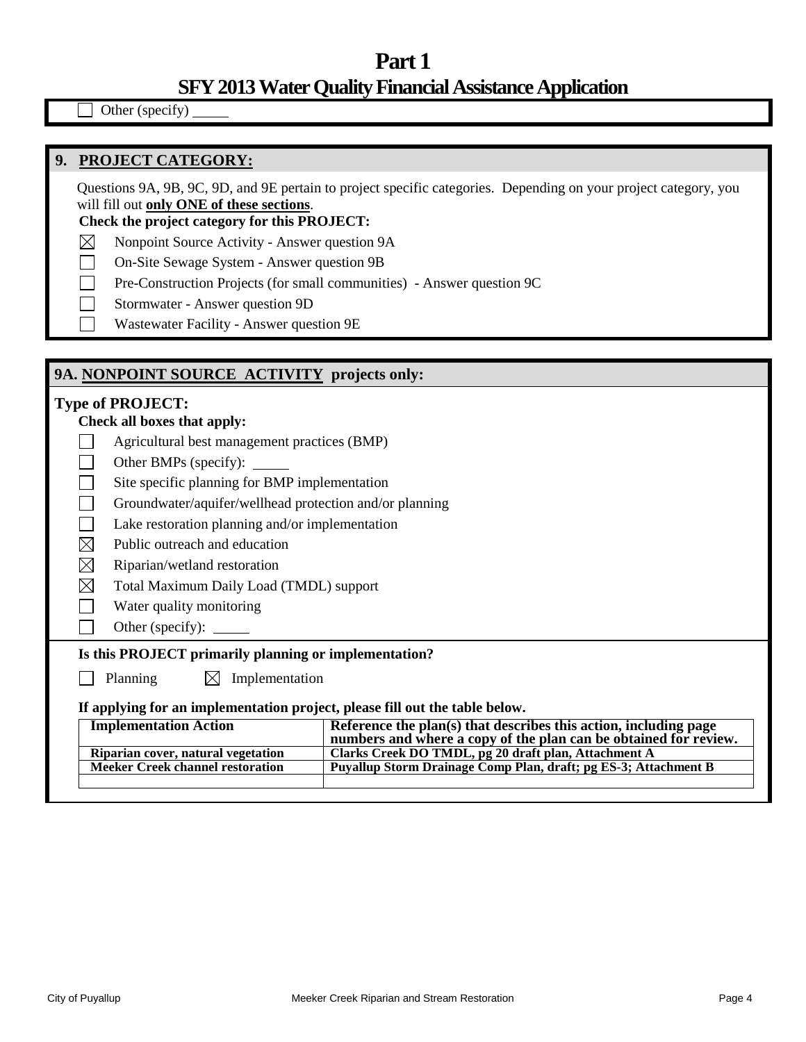# Part 1

## SFY 2013 Water Quality Financial Assistance Application

☐ Other (specify) _____

## 9. PROJECT CATEGORY:

Questions 9A, 9B, 9C, 9D, and 9E pertain to project specific categories. Depending on your project category, you will fill out **only ONE of these sections**.

**Check the project category for this PROJECT:**

- ☒ Nonpoint Source Activity - Answer question 9A
- ☐ On-Site Sewage System - Answer question 9B
- ☐ Pre-Construction Projects (for small communities) - Answer question 9C
- ☐ Stormwater - Answer question 9D
- ☐ Wastewater Facility - Answer question 9E

## 9A. NONPOINT SOURCE ACTIVITY projects only:

**Type of PROJECT:**

**Check all boxes that apply:**

- ☐ Agricultural best management practices (BMP)
- ☐ Other BMPs (specify): _____
- ☐ Site specific planning for BMP implementation
- ☐ Groundwater/aquifer/wellhead protection and/or planning
- ☐ Lake restoration planning and/or implementation
- ☒ Public outreach and education
- ☒ Riparian/wetland restoration
- ☒ Total Maximum Daily Load (TMDL) support
- ☐ Water quality monitoring
- ☐ Other (specify): _____

**Is this PROJECT primarily planning or implementation?**

☐ Planning ☒ Implementation

**If applying for an implementation project, please fill out the table below.**

| Implementation Action | Reference the plan(s) that describes this action, including page numbers and where a copy of the plan can be obtained for review. |
|---|---|
| Riparian cover, natural vegetation | Clarks Creek DO TMDL, pg 20 draft plan, Attachment A |
| Meeker Creek channel restoration | Puyallup Storm Drainage Comp Plan, draft; pg ES-3; Attachment B |
| | |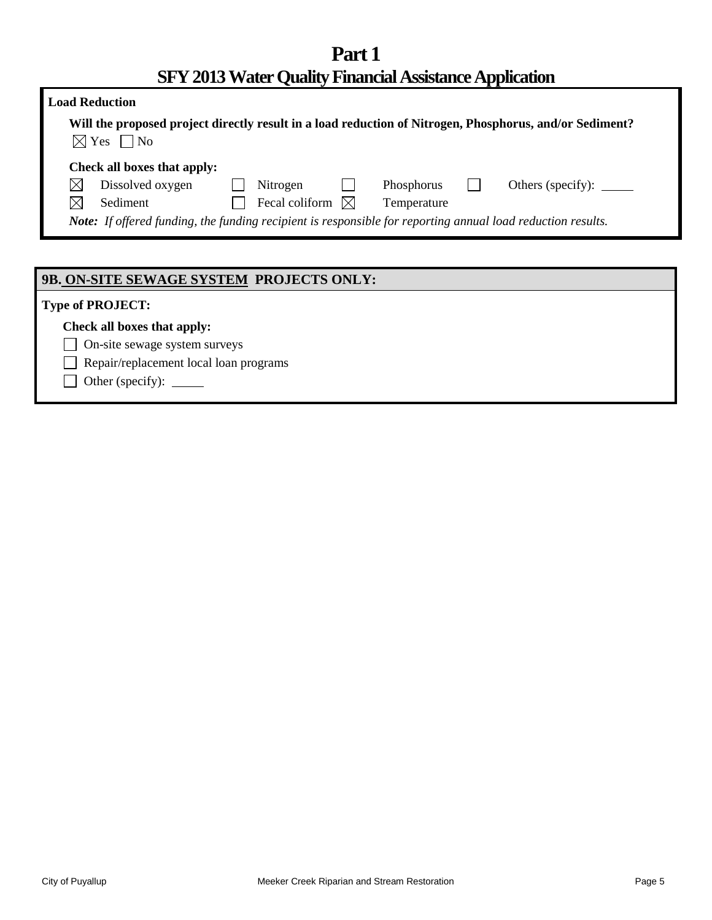**Load Reduction**

**Will the proposed project directly result in a load reduction of Nitrogen, Phosphorus, and/or Sediment?**

☒ Yes ☐ No

**Check all boxes that apply:**

- ☒ Dissolved oxygen
- ☐ Nitrogen
- ☐ Phosphorus
- ☐ Others (specify): _____
- ☒ Sediment
- ☐ Fecal coliform
- ☒ Temperature

***Note:*** *If offered funding, the funding recipient is responsible for reporting annual load reduction results.*

## 9B. ON-SITE SEWAGE SYSTEM PROJECTS ONLY:

**Type of PROJECT:**

**Check all boxes that apply:**

- ☐ On-site sewage system surveys
- ☐ Repair/replacement local loan programs
- ☐ Other (specify): _____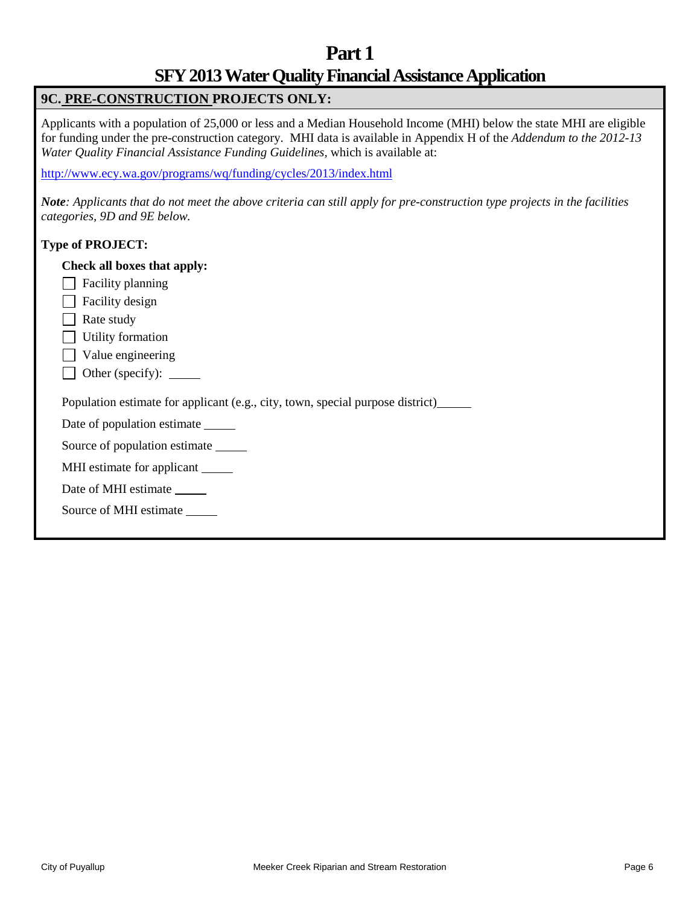# Part 1

## SFY 2013 Water Quality Financial Assistance Application

### 9C. PRE-CONSTRUCTION PROJECTS ONLY:

Applicants with a population of 25,000 or less and a Median Household Income (MHI) below the state MHI are eligible for funding under the pre-construction category. MHI data is available in Appendix H of the *Addendum to the 2012-13 Water Quality Financial Assistance Funding Guidelines*, which is available at:

http://www.ecy.wa.gov/programs/wq/funding/cycles/2013/index.html

***Note****: Applicants that do not meet the above criteria can still apply for pre-construction type projects in the facilities categories, 9D and 9E below.*

**Type of PROJECT:**

**Check all boxes that apply:**

- ☐ Facility planning
- ☐ Facility design
- ☐ Rate study
- ☐ Utility formation
- ☐ Value engineering
- ☐ Other (specify): _____

Population estimate for applicant (e.g., city, town, special purpose district)_____

Date of population estimate _____

Source of population estimate _____

MHI estimate for applicant _____

Date of MHI estimate _____

Source of MHI estimate _____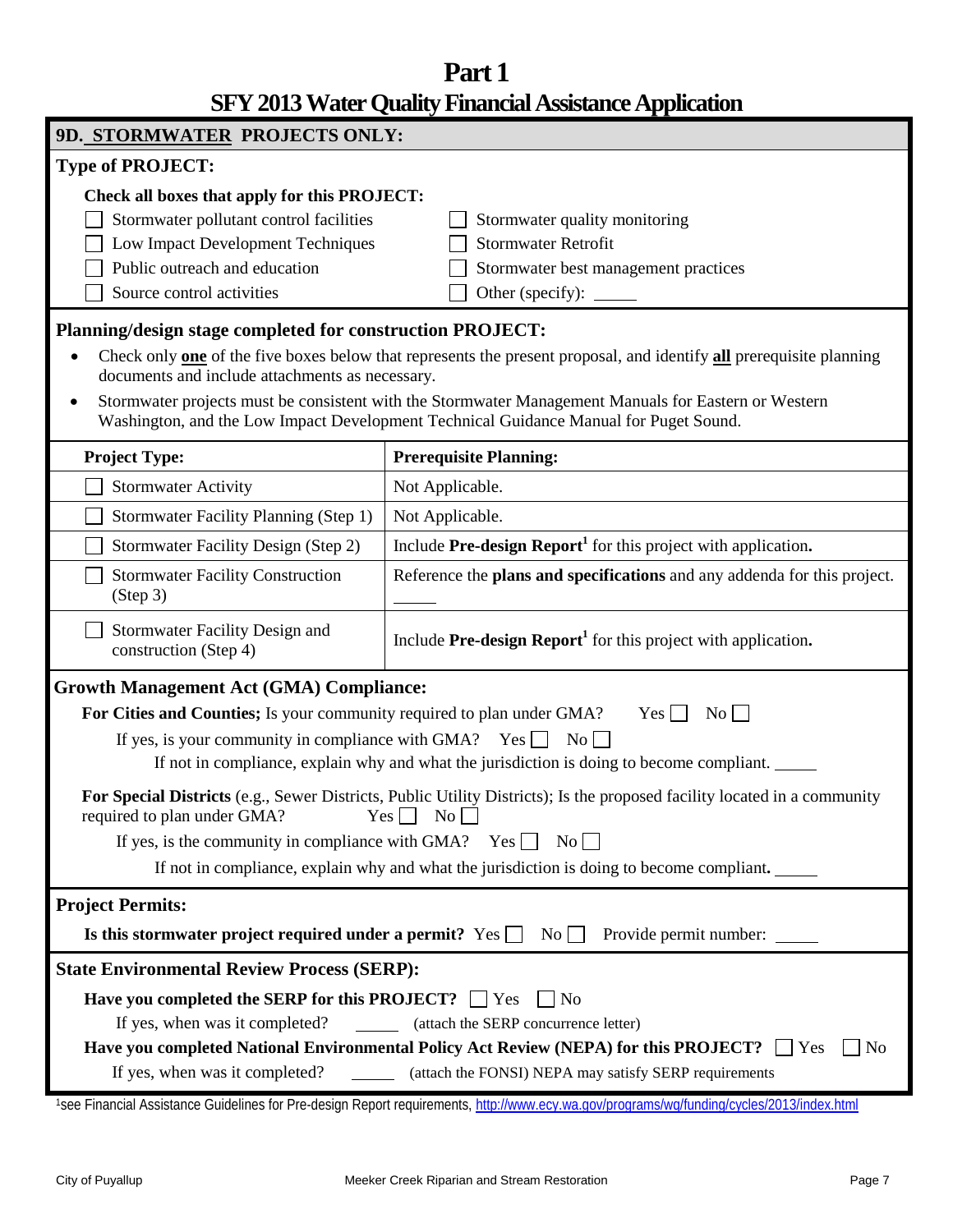# Part 1

## SFY 2013 Water Quality Financial Assistance Application

### 9D. STORMWATER PROJECTS ONLY:

**Type of PROJECT:**

**Check all boxes that apply for this PROJECT:**

- ☐ Stormwater pollutant control facilities
- ☐ Low Impact Development Techniques
- ☐ Public outreach and education
- ☐ Source control activities
- ☐ Stormwater quality monitoring
- ☐ Stormwater Retrofit
- ☐ Stormwater best management practices
- ☐ Other (specify): \_\_\_\_\_

**Planning/design stage completed for construction PROJECT:**

- Check only **one** of the five boxes below that represents the present proposal, and identify **all** prerequisite planning documents and include attachments as necessary.
- Stormwater projects must be consistent with the Stormwater Management Manuals for Eastern or Western Washington, and the Low Impact Development Technical Guidance Manual for Puget Sound.

| Project Type: | Prerequisite Planning: |
|---|---|
| ☐ Stormwater Activity | Not Applicable. |
| ☐ Stormwater Facility Planning (Step 1) | Not Applicable. |
| ☐ Stormwater Facility Design (Step 2) | Include **Pre-design Report**[1] for this project with application. |
| ☐ Stormwater Facility Construction (Step 3) | Reference the **plans and specifications** and any addenda for this project. \_\_\_\_\_ |
| ☐ Stormwater Facility Design and construction (Step 4) | Include **Pre-design Report**[1] for this project with application. |

**Growth Management Act (GMA) Compliance:**

**For Cities and Counties;** Is your community required to plan under GMA? Yes ☐ No ☐

If yes, is your community in compliance with GMA? Yes ☐ No ☐

If not in compliance, explain why and what the jurisdiction is doing to become compliant. \_\_\_\_\_

**For Special Districts** (e.g., Sewer Districts, Public Utility Districts); Is the proposed facility located in a community required to plan under GMA? Yes ☐ No ☐

If yes, is the community in compliance with GMA? Yes ☐ No ☐

If not in compliance, explain why and what the jurisdiction is doing to become compliant. \_\_\_\_\_

**Project Permits:**

**Is this stormwater project required under a permit?** Yes ☐ No ☐ Provide permit number: \_\_\_\_\_

**State Environmental Review Process (SERP):**

**Have you completed the SERP for this PROJECT?** ☐ Yes ☐ No

If yes, when was it completed? \_\_\_\_\_ (attach the SERP concurrence letter)

**Have you completed National Environmental Policy Act Review (NEPA) for this PROJECT?** ☐ Yes ☐ No

If yes, when was it completed? \_\_\_\_\_ (attach the FONSI) NEPA may satisfy SERP requirements

[1]see Financial Assistance Guidelines for Pre-design Report requirements, http://www.ecy.wa.gov/programs/wq/funding/cycles/2013/index.html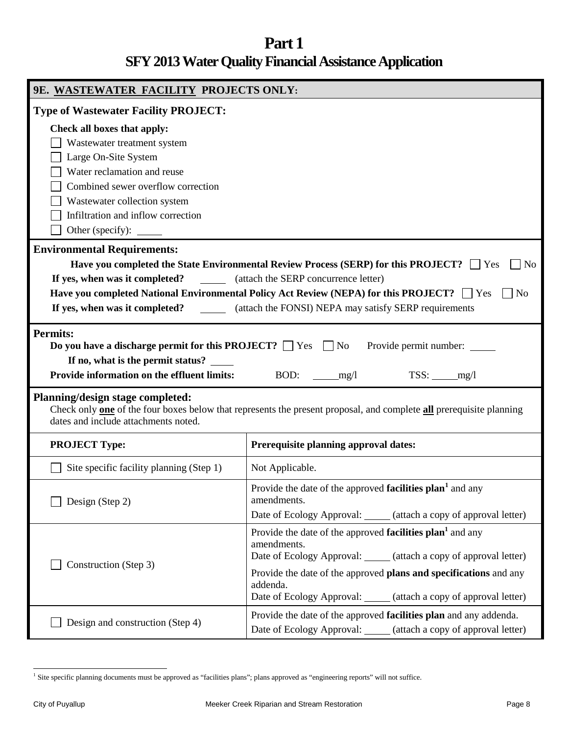# Part 1

# SFY 2013 Water Quality Financial Assistance Application

## 9E. WASTEWATER FACILITY PROJECTS ONLY:

**Type of Wastewater Facility PROJECT:**

**Check all boxes that apply:**

- ☐ Wastewater treatment system
- ☐ Large On-Site System
- ☐ Water reclamation and reuse
- ☐ Combined sewer overflow correction
- ☐ Wastewater collection system
- ☐ Infiltration and inflow correction
- ☐ Other (specify): _____

**Environmental Requirements:**

**Have you completed the State Environmental Review Process (SERP) for this PROJECT?** ☐ Yes ☐ No

**If yes, when was it completed?** _____ (attach the SERP concurrence letter)

**Have you completed National Environmental Policy Act Review (NEPA) for this PROJECT?** ☐ Yes ☐ No

**If yes, when was it completed?** _____ (attach the FONSI) NEPA may satisfy SERP requirements

**Permits:**

**Do you have a discharge permit for this PROJECT?** ☐ Yes ☐ No Provide permit number: _____

**If no, what is the permit status?** _____

**Provide information on the effluent limits:** BOD: _____mg/l TSS: _____mg/l

**Planning/design stage completed:**

Check only **one** of the four boxes below that represents the present proposal, and complete **all** prerequisite planning dates and include attachments noted.

| PROJECT Type: | Prerequisite planning approval dates: |
|---|---|
| ☐ Site specific facility planning (Step 1) | Not Applicable. |
| ☐ Design (Step 2) | Provide the date of the approved **facilities plan**[1] and any amendments. Date of Ecology Approval: _____ (attach a copy of approval letter) |
| ☐ Construction (Step 3) | Provide the date of the approved **facilities plan**[1] and any amendments. Date of Ecology Approval: _____ (attach a copy of approval letter) Provide the date of the approved **plans and specifications** and any addenda. Date of Ecology Approval: _____ (attach a copy of approval letter) |
| ☐ Design and construction (Step 4) | Provide the date of the approved **facilities plan** and any addenda. Date of Ecology Approval: _____ (attach a copy of approval letter) |

[1] Site specific planning documents must be approved as "facilities plans"; plans approved as "engineering reports" will not suffice.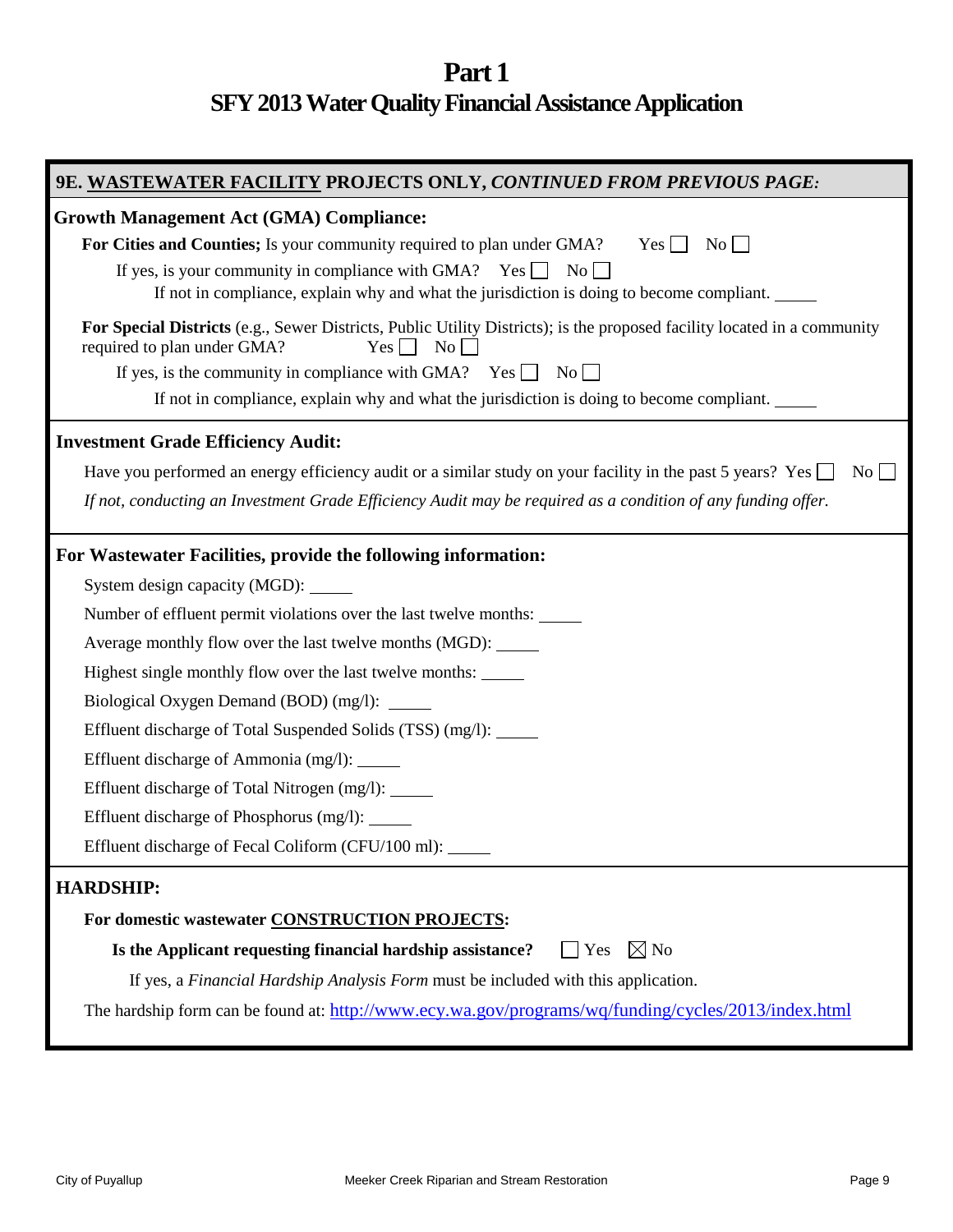# Part 1

## SFY 2013 Water Quality Financial Assistance Application

### 9E. WASTEWATER FACILITY PROJECTS ONLY, *CONTINUED FROM PREVIOUS PAGE:*

**Growth Management Act (GMA) Compliance:**

**For Cities and Counties;** Is your community required to plan under GMA? Yes ☐ No ☐

If yes, is your community in compliance with GMA? Yes ☐ No ☐

If not in compliance, explain why and what the jurisdiction is doing to become compliant. _____

**For Special Districts** (e.g., Sewer Districts, Public Utility Districts); is the proposed facility located in a community required to plan under GMA? Yes ☐ No ☐

If yes, is the community in compliance with GMA? Yes ☐ No ☐

If not in compliance, explain why and what the jurisdiction is doing to become compliant. _____

**Investment Grade Efficiency Audit:**

Have you performed an energy efficiency audit or a similar study on your facility in the past 5 years? Yes ☐ No ☐

*If not, conducting an Investment Grade Efficiency Audit may be required as a condition of any funding offer.*

**For Wastewater Facilities, provide the following information:**

System design capacity (MGD): _____

Number of effluent permit violations over the last twelve months: _____

Average monthly flow over the last twelve months (MGD): _____

Highest single monthly flow over the last twelve months: _____

Biological Oxygen Demand (BOD) (mg/l): _____

Effluent discharge of Total Suspended Solids (TSS) (mg/l): _____

Effluent discharge of Ammonia (mg/l): _____

Effluent discharge of Total Nitrogen (mg/l): _____

Effluent discharge of Phosphorus (mg/l): _____

Effluent discharge of Fecal Coliform (CFU/100 ml): _____

**HARDSHIP:**

**For domestic wastewater CONSTRUCTION PROJECTS:**

**Is the Applicant requesting financial hardship assistance?** ☐ Yes ☒ No

If yes, a *Financial Hardship Analysis Form* must be included with this application.

The hardship form can be found at: http://www.ecy.wa.gov/programs/wq/funding/cycles/2013/index.html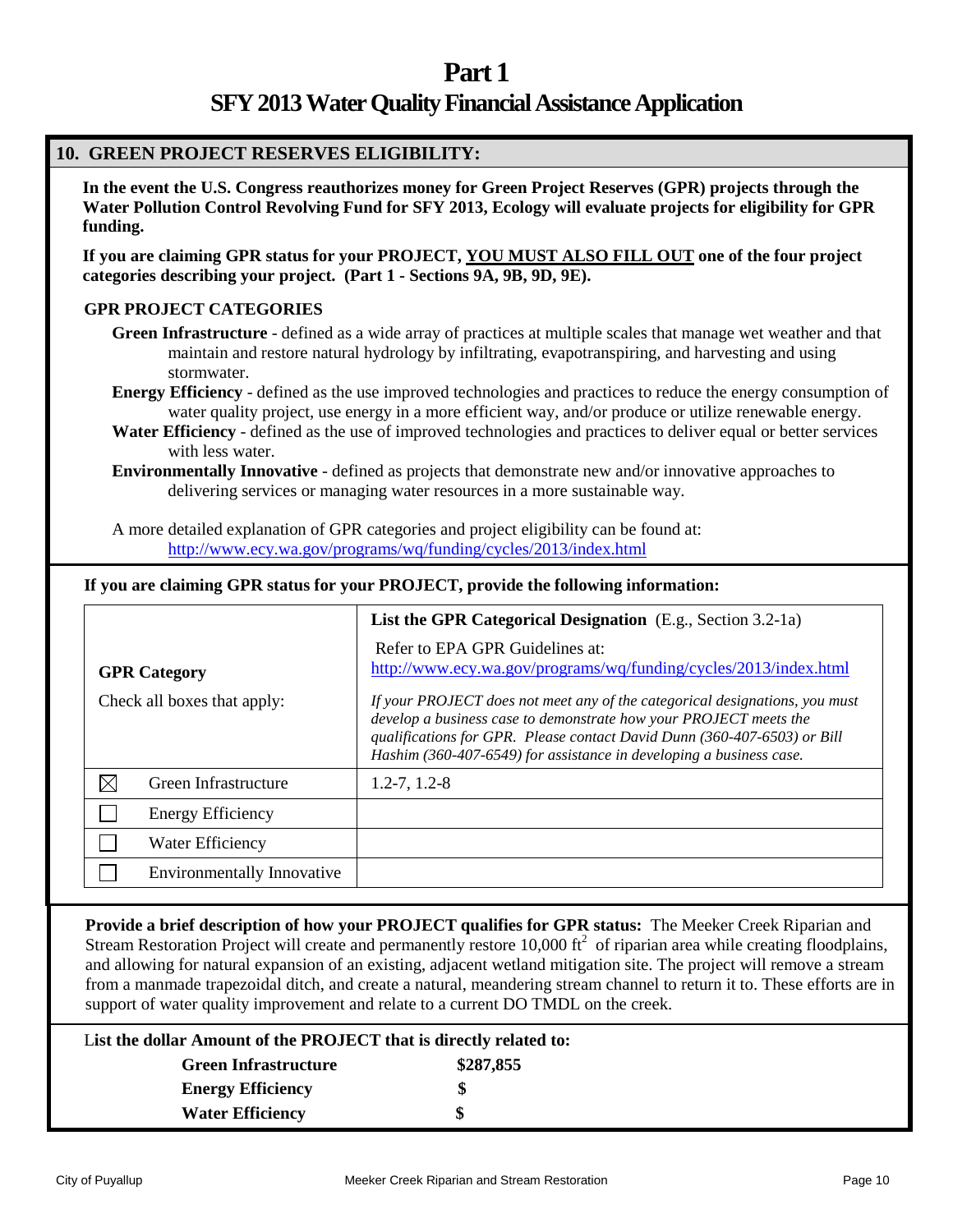# Part 1

## SFY 2013 Water Quality Financial Assistance Application

### 10. GREEN PROJECT RESERVES ELIGIBILITY:

**In the event the U.S. Congress reauthorizes money for Green Project Reserves (GPR) projects through the Water Pollution Control Revolving Fund for SFY 2013, Ecology will evaluate projects for eligibility for GPR funding.**

**If you are claiming GPR status for your PROJECT, YOU MUST ALSO FILL OUT one of the four project categories describing your project. (Part 1 - Sections 9A, 9B, 9D, 9E).**

**GPR PROJECT CATEGORIES**

**Green Infrastructure** - defined as a wide array of practices at multiple scales that manage wet weather and that maintain and restore natural hydrology by infiltrating, evapotranspiring, and harvesting and using stormwater.

**Energy Efficiency** - defined as the use improved technologies and practices to reduce the energy consumption of water quality project, use energy in a more efficient way, and/or produce or utilize renewable energy.

**Water Efficiency** - defined as the use of improved technologies and practices to deliver equal or better services with less water.

**Environmentally Innovative** - defined as projects that demonstrate new and/or innovative approaches to delivering services or managing water resources in a more sustainable way.

A more detailed explanation of GPR categories and project eligibility can be found at: http://www.ecy.wa.gov/programs/wq/funding/cycles/2013/index.html

**If you are claiming GPR status for your PROJECT, provide the following information:**

| **GPR Category**<br>Check all boxes that apply: | **List the GPR Categorical Designation** (E.g., Section 3.2-1a)<br>Refer to EPA GPR Guidelines at: http://www.ecy.wa.gov/programs/wq/funding/cycles/2013/index.html<br>*If your PROJECT does not meet any of the categorical designations, you must develop a business case to demonstrate how your PROJECT meets the qualifications for GPR. Please contact David Dunn (360-407-6503) or Bill Hashim (360-407-6549) for assistance in developing a business case.* |
|---|---|
| ☒ Green Infrastructure | 1.2-7, 1.2-8 |
| ☐ Energy Efficiency | |
| ☐ Water Efficiency | |
| ☐ Environmentally Innovative | |

**Provide a brief description of how your PROJECT qualifies for GPR status:** The Meeker Creek Riparian and Stream Restoration Project will create and permanently restore 10,000 $ft^2$ of riparian area while creating floodplains, and allowing for natural expansion of an existing, adjacent wetland mitigation site. The project will remove a stream from a manmade trapezoidal ditch, and create a natural, meandering stream channel to return it to. These efforts are in support of water quality improvement and relate to a current DO TMDL on the creek.

**List the dollar Amount of the PROJECT that is directly related to:**

| | |
|---|---|
| **Green Infrastructure** | **$287,855** |
| **Energy Efficiency** | **$** |
| **Water Efficiency** | **$** |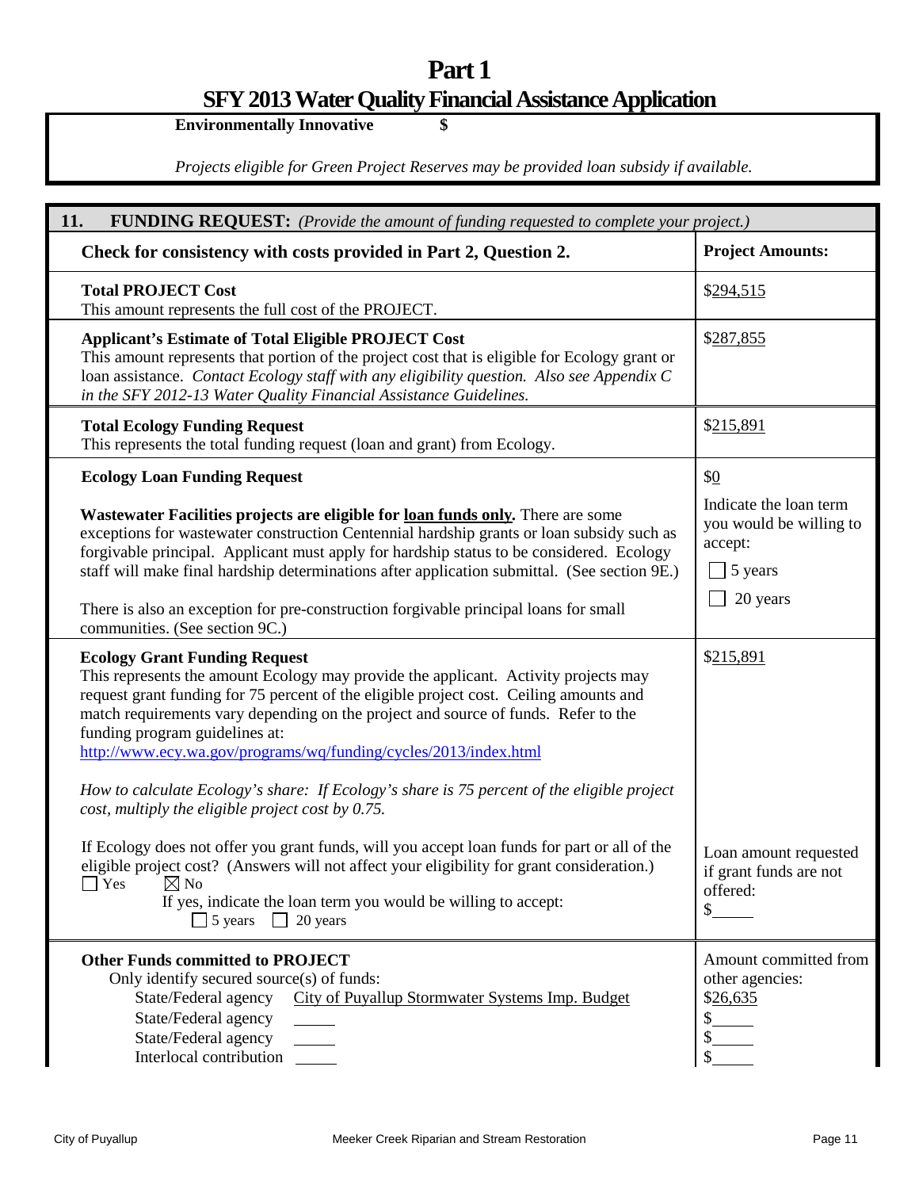# Part 1

## SFY 2013 Water Quality Financial Assistance Application

**Environmentally Innovative** **$**

*Projects eligible for Green Project Reserves may be provided loan subsidy if available.*

| **11. FUNDING REQUEST:** *(Provide the amount of funding requested to complete your project.)* | |
|---|---|
| **Check for consistency with costs provided in Part 2, Question 2.** | **Project Amounts:** |
| **Total PROJECT Cost**<br>This amount represents the full cost of the PROJECT. | $294,515 |
| **Applicant's Estimate of Total Eligible PROJECT Cost**<br>This amount represents that portion of the project cost that is eligible for Ecology grant or loan assistance. *Contact Ecology staff with any eligibility question. Also see Appendix C in the SFY 2012-13 Water Quality Financial Assistance Guidelines.* | $287,855 |
| **Total Ecology Funding Request**<br>This represents the total funding request (loan and grant) from Ecology. | $215,891 |
| **Ecology Loan Funding Request**<br><br>**Wastewater Facilities projects are eligible for loan funds only.** There are some exceptions for wastewater construction Centennial hardship grants or loan subsidy such as forgivable principal. Applicant must apply for hardship status to be considered. Ecology staff will make final hardship determinations after application submittal. (See section 9E.)<br><br>There is also an exception for pre-construction forgivable principal loans for small communities. (See section 9C.) | $0<br><br>Indicate the loan term you would be willing to accept:<br>☐ 5 years<br>☐ 20 years |
| **Ecology Grant Funding Request**<br>This represents the amount Ecology may provide the applicant. Activity projects may request grant funding for 75 percent of the eligible project cost. Ceiling amounts and match requirements vary depending on the project and source of funds. Refer to the funding program guidelines at:<br>http://www.ecy.wa.gov/programs/wq/funding/cycles/2013/index.html<br><br>*How to calculate Ecology's share: If Ecology's share is 75 percent of the eligible project cost, multiply the eligible project cost by 0.75.*<br><br>If Ecology does not offer you grant funds, will you accept loan funds for part or all of the eligible project cost? (Answers will not affect your eligibility for grant consideration.)<br>☐ Yes ☒ No<br>If yes, indicate the loan term you would be willing to accept:<br>☐ 5 years ☐ 20 years | $215,891<br><br>Loan amount requested if grant funds are not offered:<br>$ |
| **Other Funds committed to PROJECT**<br>Only identify secured source(s) of funds:<br>State/Federal agency City of Puyallup Stormwater Systems Imp. Budget<br>State/Federal agency<br>State/Federal agency<br>Interlocal contribution | Amount committed from other agencies:<br>$26,635<br>$<br>$<br>$ |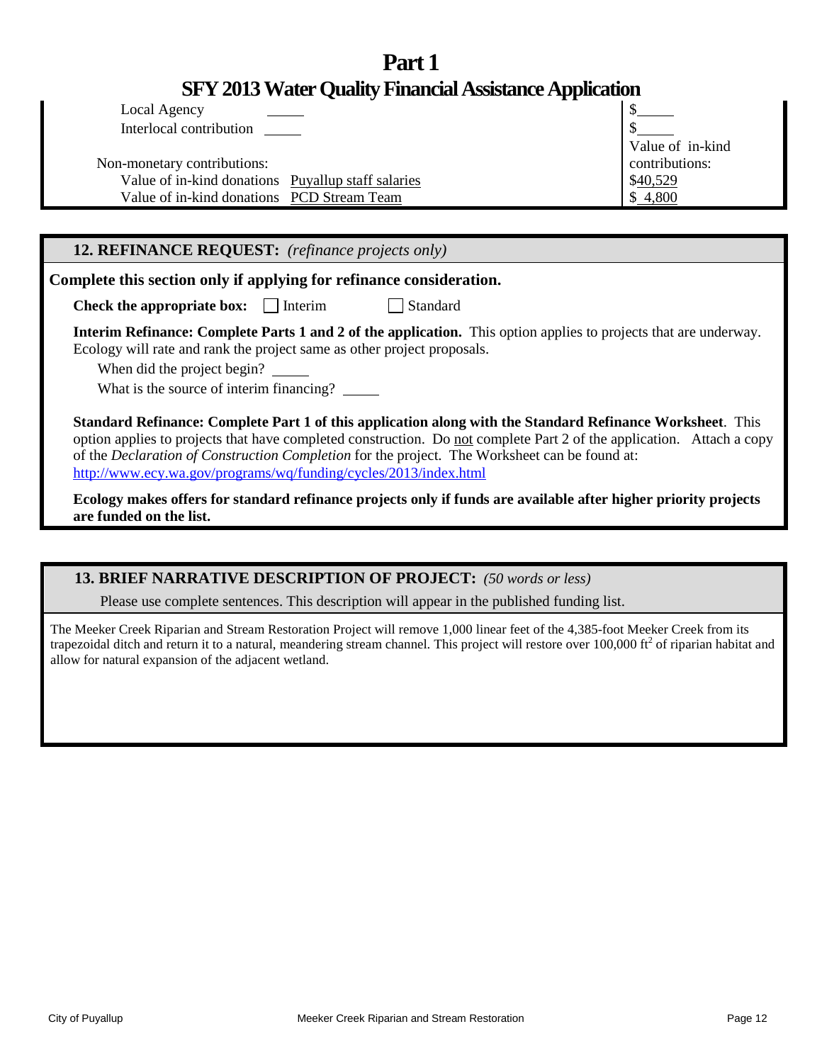# Part 1

## SFY 2013 Water Quality Financial Assistance Application

| | |
|---|---|
| Local Agency _____ | $_____ |
| Interlocal contribution _____ | $_____ |
| Non-monetary contributions: | Value of in-kind contributions: |
| Value of in-kind donations Puyallup staff salaries | $40,529 |
| Value of in-kind donations PCD Stream Team | $ 4,800 |

### 12. REFINANCE REQUEST: *(refinance projects only)*

**Complete this section only if applying for refinance consideration.**

**Check the appropriate box:** ☐ Interim ☐ Standard

**Interim Refinance: Complete Parts 1 and 2 of the application.** This option applies to projects that are underway. Ecology will rate and rank the project same as other project proposals.

When did the project begin? _____

What is the source of interim financing? _____

**Standard Refinance: Complete Part 1 of this application along with the Standard Refinance Worksheet**. This option applies to projects that have completed construction. Do not complete Part 2 of the application. Attach a copy of the *Declaration of Construction Completion* for the project. The Worksheet can be found at: http://www.ecy.wa.gov/programs/wq/funding/cycles/2013/index.html

**Ecology makes offers for standard refinance projects only if funds are available after higher priority projects are funded on the list.**

### 13. BRIEF NARRATIVE DESCRIPTION OF PROJECT: *(50 words or less)*

Please use complete sentences. This description will appear in the published funding list.

The Meeker Creek Riparian and Stream Restoration Project will remove 1,000 linear feet of the 4,385-foot Meeker Creek from its trapezoidal ditch and return it to a natural, meandering stream channel. This project will restore over 100,000 $ft^2$ of riparian habitat and allow for natural expansion of the adjacent wetland.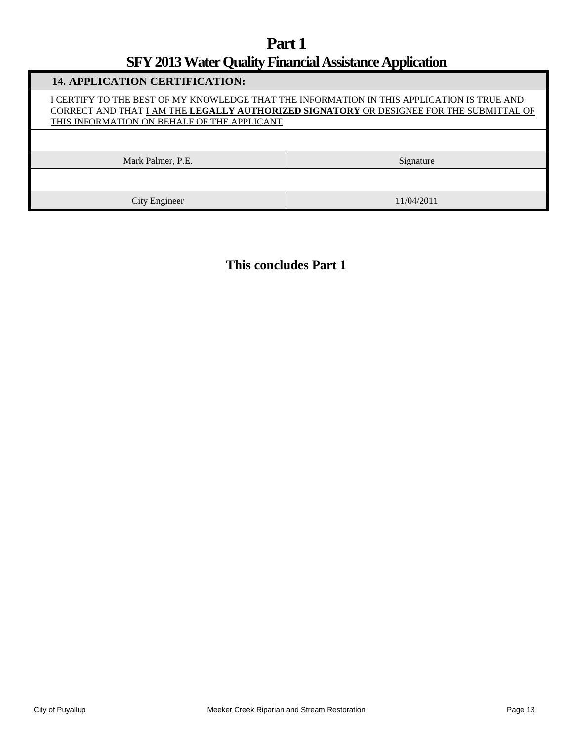# Part 1

## SFY 2013 Water Quality Financial Assistance Application

| 14. APPLICATION CERTIFICATION: | |
|---|---|
| I CERTIFY TO THE BEST OF MY KNOWLEDGE THAT THE INFORMATION IN THIS APPLICATION IS TRUE AND CORRECT AND THAT I AM THE **LEGALLY AUTHORIZED SIGNATORY** OR DESIGNEE FOR THE SUBMITTAL OF THIS INFORMATION ON BEHALF OF THE APPLICANT. | |
| | |
| Mark Palmer, P.E. | Signature |
| | |
| City Engineer | 11/04/2011 |

**This concludes Part 1**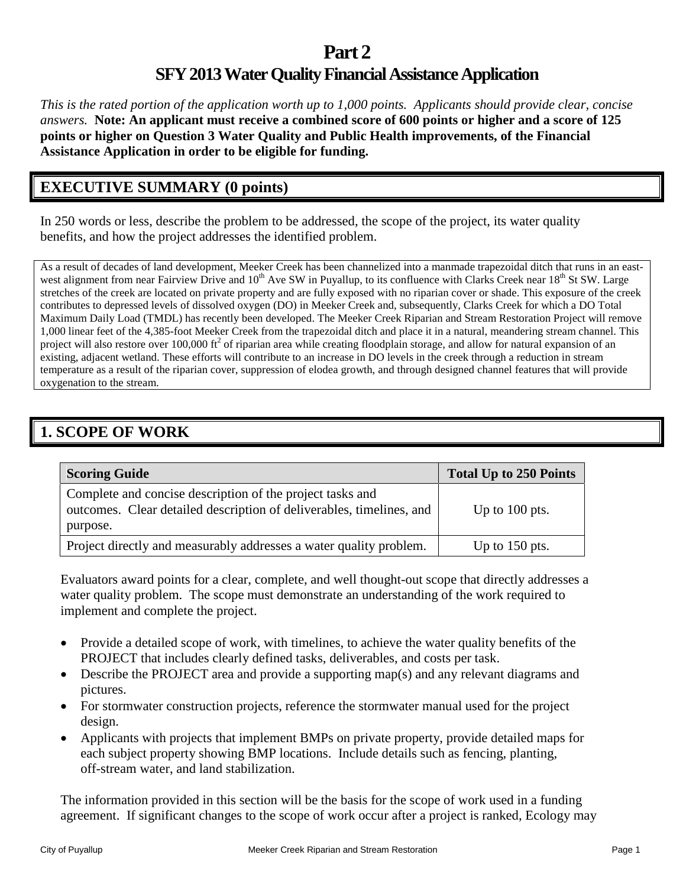# Part 2

## SFY 2013 Water Quality Financial Assistance Application

*This is the rated portion of the application worth up to 1,000 points. Applicants should provide clear, concise answers.* **Note: An applicant must receive a combined score of 600 points or higher and a score of 125 points or higher on Question 3 Water Quality and Public Health improvements, of the Financial Assistance Application in order to be eligible for funding.**

## EXECUTIVE SUMMARY (0 points)

In 250 words or less, describe the problem to be addressed, the scope of the project, its water quality benefits, and how the project addresses the identified problem.

As a result of decades of land development, Meeker Creek has been channelized into a manmade trapezoidal ditch that runs in an east-west alignment from near Fairview Drive and 10th Ave SW in Puyallup, to its confluence with Clarks Creek near 18th St SW. Large stretches of the creek are located on private property and are fully exposed with no riparian cover or shade. This exposure of the creek contributes to depressed levels of dissolved oxygen (DO) in Meeker Creek and, subsequently, Clarks Creek for which a DO Total Maximum Daily Load (TMDL) has recently been developed. The Meeker Creek Riparian and Stream Restoration Project will remove 1,000 linear feet of the 4,385-foot Meeker Creek from the trapezoidal ditch and place it in a natural, meandering stream channel. This project will also restore over 100,000 $ft^2$ of riparian area while creating floodplain storage, and allow for natural expansion of an existing, adjacent wetland. These efforts will contribute to an increase in DO levels in the creek through a reduction in stream temperature as a result of the riparian cover, suppression of elodea growth, and through designed channel features that will provide oxygenation to the stream.

## 1. SCOPE OF WORK

| Scoring Guide | Total Up to 250 Points |
|---|---|
| Complete and concise description of the project tasks and outcomes. Clear detailed description of deliverables, timelines, and purpose. | Up to 100 pts. |
| Project directly and measurably addresses a water quality problem. | Up to 150 pts. |

Evaluators award points for a clear, complete, and well thought-out scope that directly addresses a water quality problem. The scope must demonstrate an understanding of the work required to implement and complete the project.

- Provide a detailed scope of work, with timelines, to achieve the water quality benefits of the PROJECT that includes clearly defined tasks, deliverables, and costs per task.
- Describe the PROJECT area and provide a supporting map(s) and any relevant diagrams and pictures.
- For stormwater construction projects, reference the stormwater manual used for the project design.
- Applicants with projects that implement BMPs on private property, provide detailed maps for each subject property showing BMP locations. Include details such as fencing, planting, off-stream water, and land stabilization.

The information provided in this section will be the basis for the scope of work used in a funding agreement. If significant changes to the scope of work occur after a project is ranked, Ecology may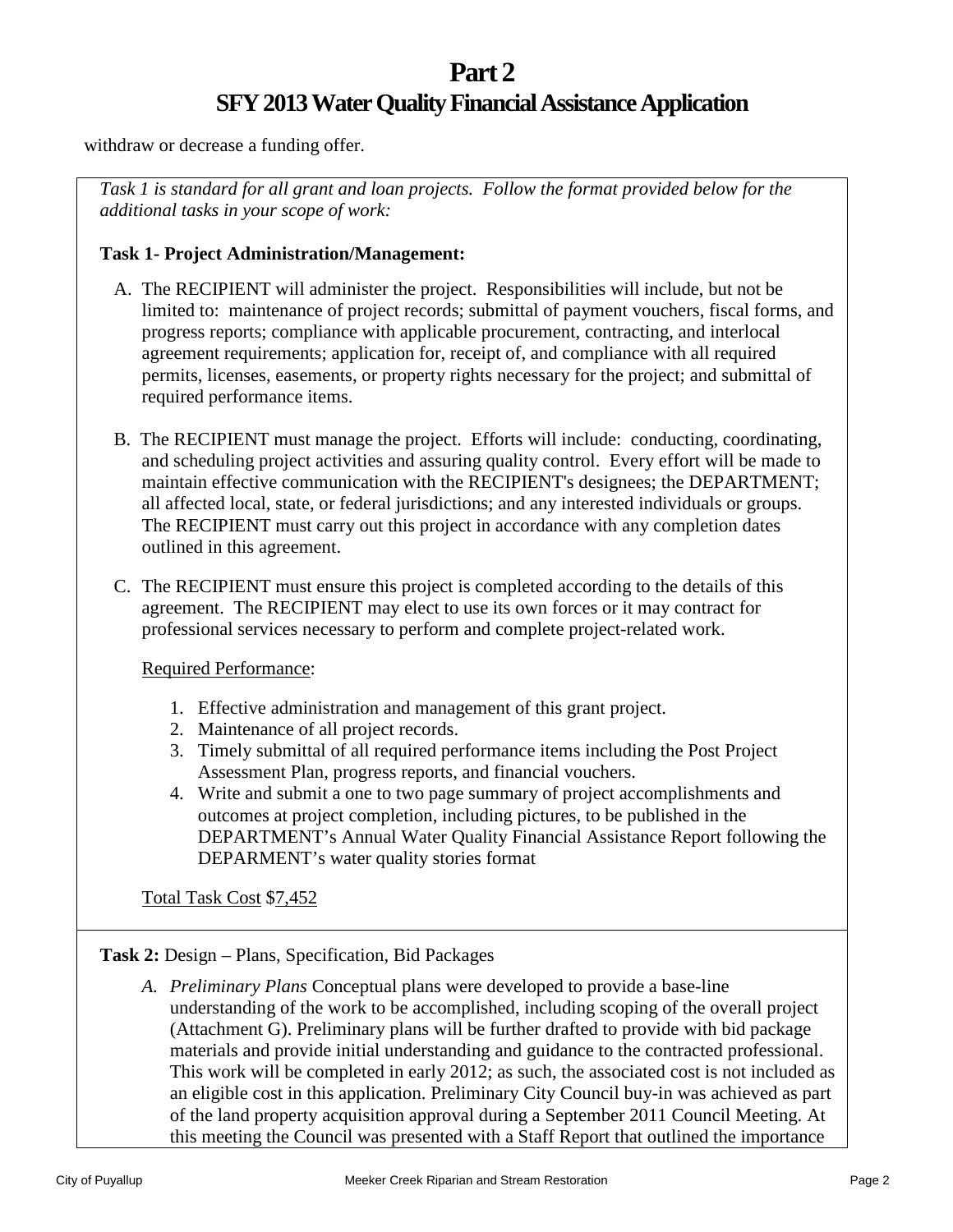# Part 2

## SFY 2013 Water Quality Financial Assistance Application

withdraw or decrease a funding offer.

*Task 1 is standard for all grant and loan projects. Follow the format provided below for the additional tasks in your scope of work:*

**Task 1- Project Administration/Management:**

A. The RECIPIENT will administer the project. Responsibilities will include, but not be limited to: maintenance of project records; submittal of payment vouchers, fiscal forms, and progress reports; compliance with applicable procurement, contracting, and interlocal agreement requirements; application for, receipt of, and compliance with all required permits, licenses, easements, or property rights necessary for the project; and submittal of required performance items.

B. The RECIPIENT must manage the project. Efforts will include: conducting, coordinating, and scheduling project activities and assuring quality control. Every effort will be made to maintain effective communication with the RECIPIENT's designees; the DEPARTMENT; all affected local, state, or federal jurisdictions; and any interested individuals or groups. The RECIPIENT must carry out this project in accordance with any completion dates outlined in this agreement.

C. The RECIPIENT must ensure this project is completed according to the details of this agreement. The RECIPIENT may elect to use its own forces or it may contract for professional services necessary to perform and complete project-related work.

Required Performance:

1. Effective administration and management of this grant project.
2. Maintenance of all project records.
3. Timely submittal of all required performance items including the Post Project Assessment Plan, progress reports, and financial vouchers.
4. Write and submit a one to two page summary of project accomplishments and outcomes at project completion, including pictures, to be published in the DEPARTMENT's Annual Water Quality Financial Assistance Report following the DEPARMENT's water quality stories format

Total Task Cost $7,452

**Task 2:** Design – Plans, Specification, Bid Packages

A. *Preliminary Plans* Conceptual plans were developed to provide a base-line understanding of the work to be accomplished, including scoping of the overall project (Attachment G). Preliminary plans will be further drafted to provide with bid package materials and provide initial understanding and guidance to the contracted professional. This work will be completed in early 2012; as such, the associated cost is not included as an eligible cost in this application. Preliminary City Council buy-in was achieved as part of the land property acquisition approval during a September 2011 Council Meeting. At this meeting the Council was presented with a Staff Report that outlined the importance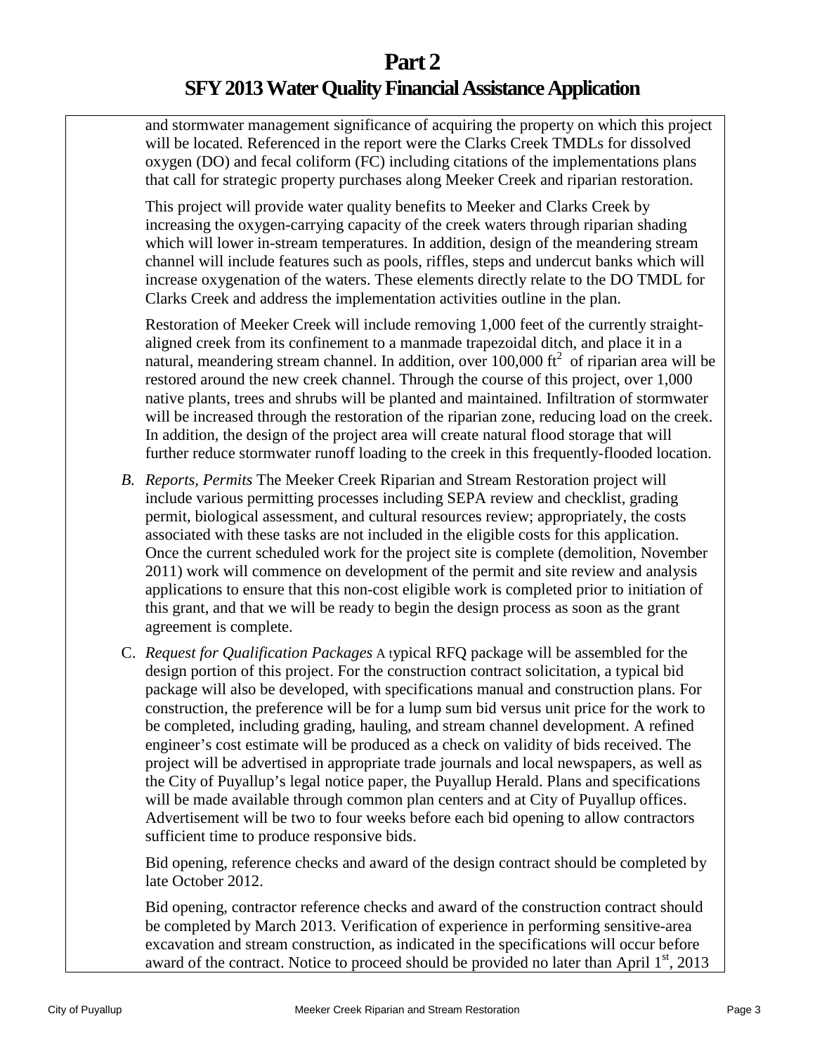# Part 2

# SFY 2013 Water Quality Financial Assistance Application

and stormwater management significance of acquiring the property on which this project will be located. Referenced in the report were the Clarks Creek TMDLs for dissolved oxygen (DO) and fecal coliform (FC) including citations of the implementations plans that call for strategic property purchases along Meeker Creek and riparian restoration.

This project will provide water quality benefits to Meeker and Clarks Creek by increasing the oxygen-carrying capacity of the creek waters through riparian shading which will lower in-stream temperatures. In addition, design of the meandering stream channel will include features such as pools, riffles, steps and undercut banks which will increase oxygenation of the waters. These elements directly relate to the DO TMDL for Clarks Creek and address the implementation activities outline in the plan.

Restoration of Meeker Creek will include removing 1,000 feet of the currently straight-aligned creek from its confinement to a manmade trapezoidal ditch, and place it in a natural, meandering stream channel. In addition, over 100,000 $ft^2$ of riparian area will be restored around the new creek channel. Through the course of this project, over 1,000 native plants, trees and shrubs will be planted and maintained. Infiltration of stormwater will be increased through the restoration of the riparian zone, reducing load on the creek. In addition, the design of the project area will create natural flood storage that will further reduce stormwater runoff loading to the creek in this frequently-flooded location.

B. *Reports, Permits* The Meeker Creek Riparian and Stream Restoration project will include various permitting processes including SEPA review and checklist, grading permit, biological assessment, and cultural resources review; appropriately, the costs associated with these tasks are not included in the eligible costs for this application. Once the current scheduled work for the project site is complete (demolition, November 2011) work will commence on development of the permit and site review and analysis applications to ensure that this non-cost eligible work is completed prior to initiation of this grant, and that we will be ready to begin the design process as soon as the grant agreement is complete.

C. *Request for Qualification Packages* A typical RFQ package will be assembled for the design portion of this project. For the construction contract solicitation, a typical bid package will also be developed, with specifications manual and construction plans. For construction, the preference will be for a lump sum bid versus unit price for the work to be completed, including grading, hauling, and stream channel development. A refined engineer's cost estimate will be produced as a check on validity of bids received. The project will be advertised in appropriate trade journals and local newspapers, as well as the City of Puyallup's legal notice paper, the Puyallup Herald. Plans and specifications will be made available through common plan centers and at City of Puyallup offices. Advertisement will be two to four weeks before each bid opening to allow contractors sufficient time to produce responsive bids.

Bid opening, reference checks and award of the design contract should be completed by late October 2012.

Bid opening, contractor reference checks and award of the construction contract should be completed by March 2013. Verification of experience in performing sensitive-area excavation and stream construction, as indicated in the specifications will occur before award of the contract. Notice to proceed should be provided no later than April 1st, 2013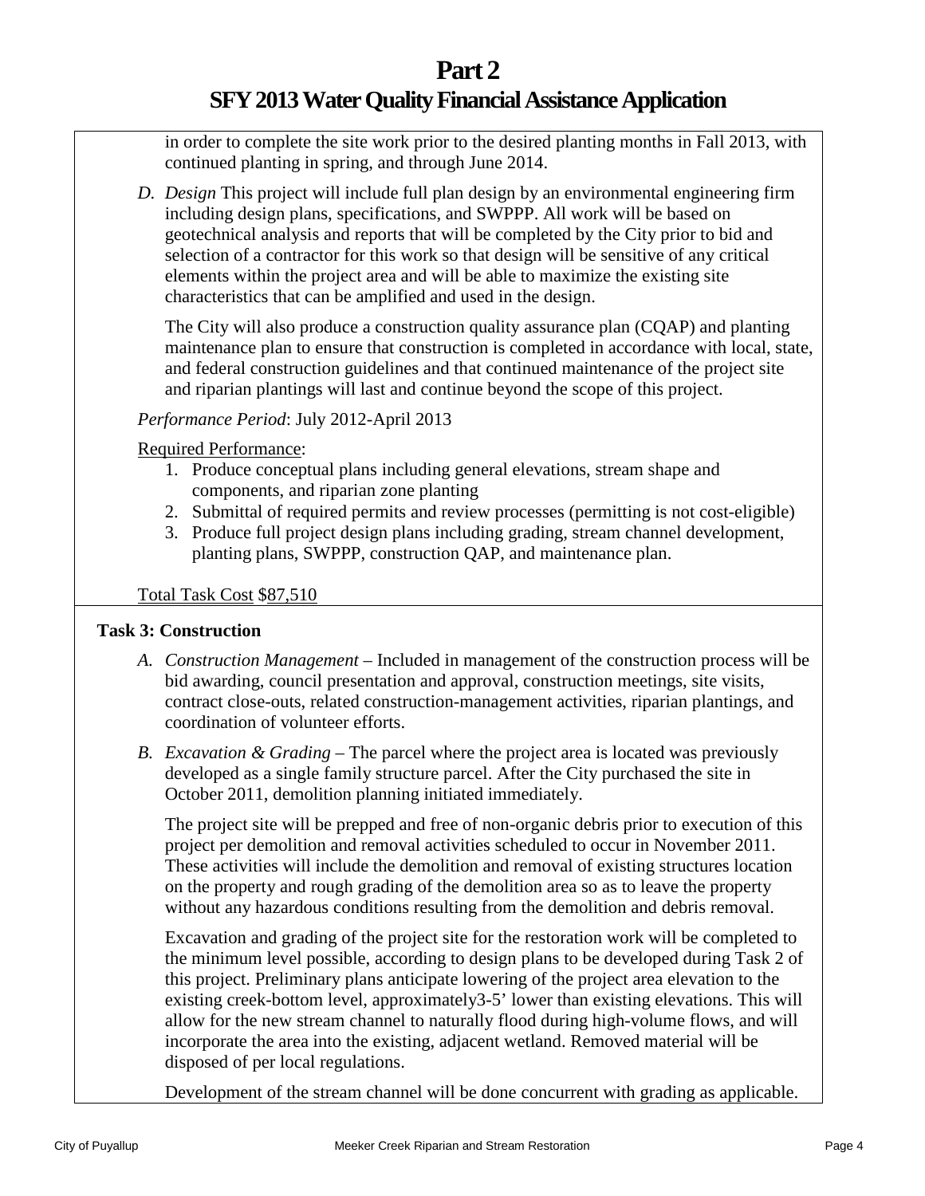in order to complete the site work prior to the desired planting months in Fall 2013, with continued planting in spring, and through June 2014.

D. *Design* This project will include full plan design by an environmental engineering firm including design plans, specifications, and SWPPP. All work will be based on geotechnical analysis and reports that will be completed by the City prior to bid and selection of a contractor for this work so that design will be sensitive of any critical elements within the project area and will be able to maximize the existing site characteristics that can be amplified and used in the design.

   The City will also produce a construction quality assurance plan (CQAP) and planting maintenance plan to ensure that construction is completed in accordance with local, state, and federal construction guidelines and that continued maintenance of the project site and riparian plantings will last and continue beyond the scope of this project.

*Performance Period*: July 2012-April 2013

Required Performance:

1. Produce conceptual plans including general elevations, stream shape and components, and riparian zone planting
2. Submittal of required permits and review processes (permitting is not cost-eligible)
3. Produce full project design plans including grading, stream channel development, planting plans, SWPPP, construction QAP, and maintenance plan.

Total Task Cost $87,510

**Task 3: Construction**

A. *Construction Management* – Included in management of the construction process will be bid awarding, council presentation and approval, construction meetings, site visits, contract close-outs, related construction-management activities, riparian plantings, and coordination of volunteer efforts.

B. *Excavation & Grading* – The parcel where the project area is located was previously developed as a single family structure parcel. After the City purchased the site in October 2011, demolition planning initiated immediately.

   The project site will be prepped and free of non-organic debris prior to execution of this project per demolition and removal activities scheduled to occur in November 2011. These activities will include the demolition and removal of existing structures location on the property and rough grading of the demolition area so as to leave the property without any hazardous conditions resulting from the demolition and debris removal.

   Excavation and grading of the project site for the restoration work will be completed to the minimum level possible, according to design plans to be developed during Task 2 of this project. Preliminary plans anticipate lowering of the project area elevation to the existing creek-bottom level, approximately3-5' lower than existing elevations. This will allow for the new stream channel to naturally flood during high-volume flows, and will incorporate the area into the existing, adjacent wetland. Removed material will be disposed of per local regulations.

   Development of the stream channel will be done concurrent with grading as applicable.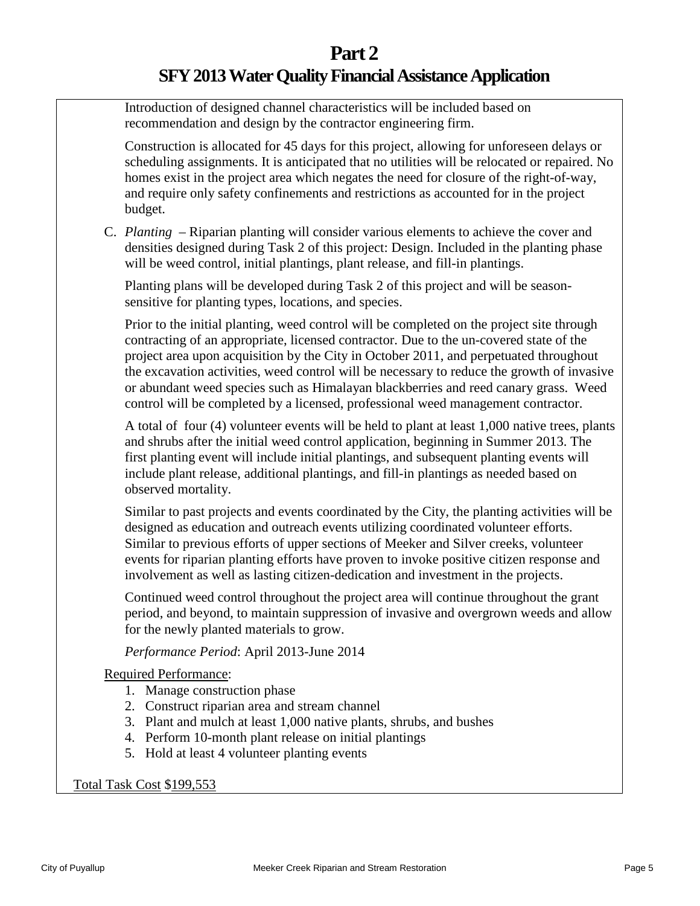# Part 2

## SFY 2013 Water Quality Financial Assistance Application

Introduction of designed channel characteristics will be included based on recommendation and design by the contractor engineering firm.

Construction is allocated for 45 days for this project, allowing for unforeseen delays or scheduling assignments. It is anticipated that no utilities will be relocated or repaired. No homes exist in the project area which negates the need for closure of the right-of-way, and require only safety confinements and restrictions as accounted for in the project budget.

C. *Planting* – Riparian planting will consider various elements to achieve the cover and densities designed during Task 2 of this project: Design. Included in the planting phase will be weed control, initial plantings, plant release, and fill-in plantings.

Planting plans will be developed during Task 2 of this project and will be season-sensitive for planting types, locations, and species.

Prior to the initial planting, weed control will be completed on the project site through contracting of an appropriate, licensed contractor. Due to the un-covered state of the project area upon acquisition by the City in October 2011, and perpetuated throughout the excavation activities, weed control will be necessary to reduce the growth of invasive or abundant weed species such as Himalayan blackberries and reed canary grass. Weed control will be completed by a licensed, professional weed management contractor.

A total of four (4) volunteer events will be held to plant at least 1,000 native trees, plants and shrubs after the initial weed control application, beginning in Summer 2013. The first planting event will include initial plantings, and subsequent planting events will include plant release, additional plantings, and fill-in plantings as needed based on observed mortality.

Similar to past projects and events coordinated by the City, the planting activities will be designed as education and outreach events utilizing coordinated volunteer efforts. Similar to previous efforts of upper sections of Meeker and Silver creeks, volunteer events for riparian planting efforts have proven to invoke positive citizen response and involvement as well as lasting citizen-dedication and investment in the projects.

Continued weed control throughout the project area will continue throughout the grant period, and beyond, to maintain suppression of invasive and overgrown weeds and allow for the newly planted materials to grow.

*Performance Period*: April 2013-June 2014

Required Performance:

1. Manage construction phase
2. Construct riparian area and stream channel
3. Plant and mulch at least 1,000 native plants, shrubs, and bushes
4. Perform 10-month plant release on initial plantings
5. Hold at least 4 volunteer planting events

Total Task Cost $199,553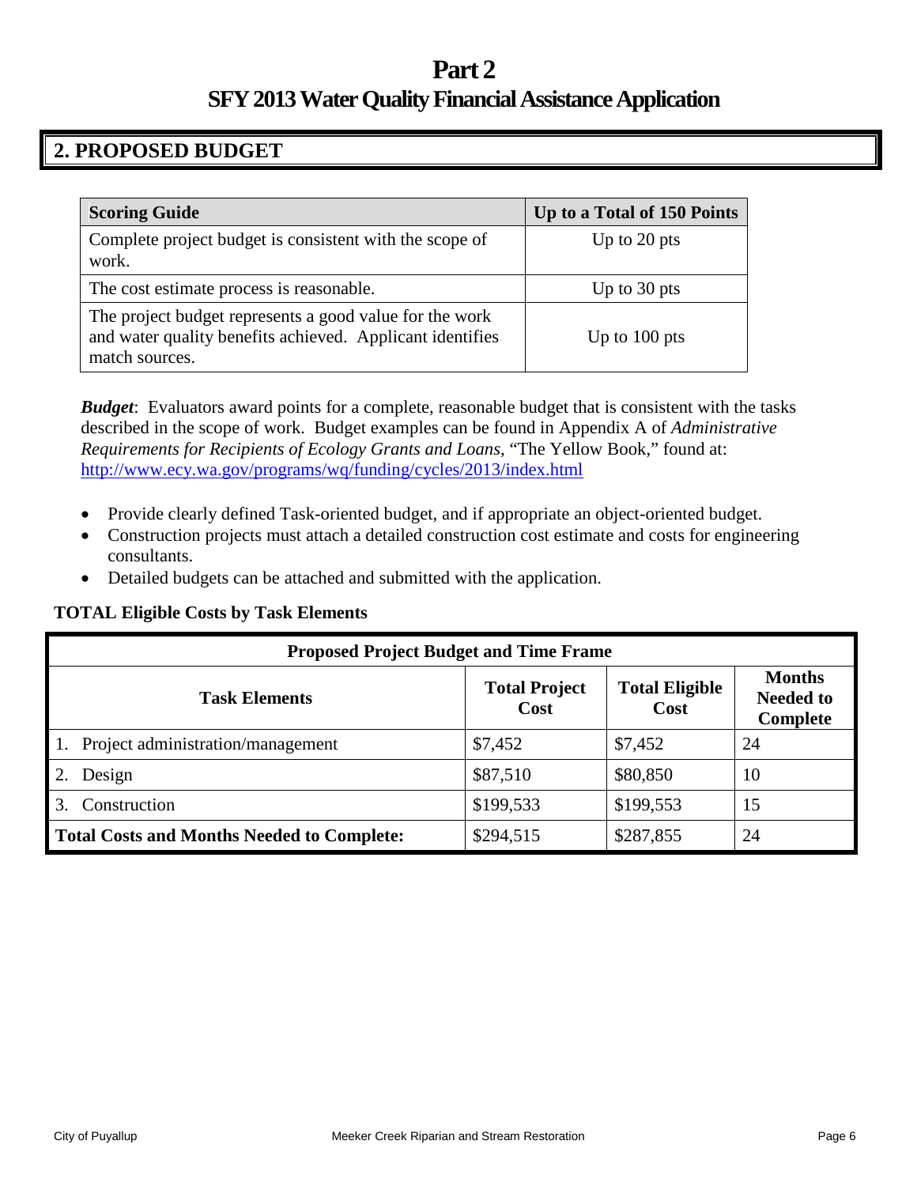# Part 2

# SFY 2013 Water Quality Financial Assistance Application

## 2. PROPOSED BUDGET

| Scoring Guide | Up to a Total of 150 Points |
|---|---|
| Complete project budget is consistent with the scope of work. | Up to 20 pts |
| The cost estimate process is reasonable. | Up to 30 pts |
| The project budget represents a good value for the work and water quality benefits achieved. Applicant identifies match sources. | Up to 100 pts |

***Budget***: Evaluators award points for a complete, reasonable budget that is consistent with the tasks described in the scope of work. Budget examples can be found in Appendix A of *Administrative Requirements for Recipients of Ecology Grants and Loans,* "The Yellow Book," found at: http://www.ecy.wa.gov/programs/wq/funding/cycles/2013/index.html

- Provide clearly defined Task-oriented budget, and if appropriate an object-oriented budget.
- Construction projects must attach a detailed construction cost estimate and costs for engineering consultants.
- Detailed budgets can be attached and submitted with the application.

**TOTAL Eligible Costs by Task Elements**

| Proposed Project Budget and Time Frame | | | |
|---|---|---|---|
| **Task Elements** | **Total Project Cost** | **Total Eligible Cost** | **Months Needed to Complete** |
| 1. Project administration/management | $7,452 | $7,452 | 24 |
| 2. Design | $87,510 | $80,850 | 10 |
| 3. Construction | $199,533 | $199,553 | 15 |
| **Total Costs and Months Needed to Complete:** | $294,515 | $287,855 | 24 |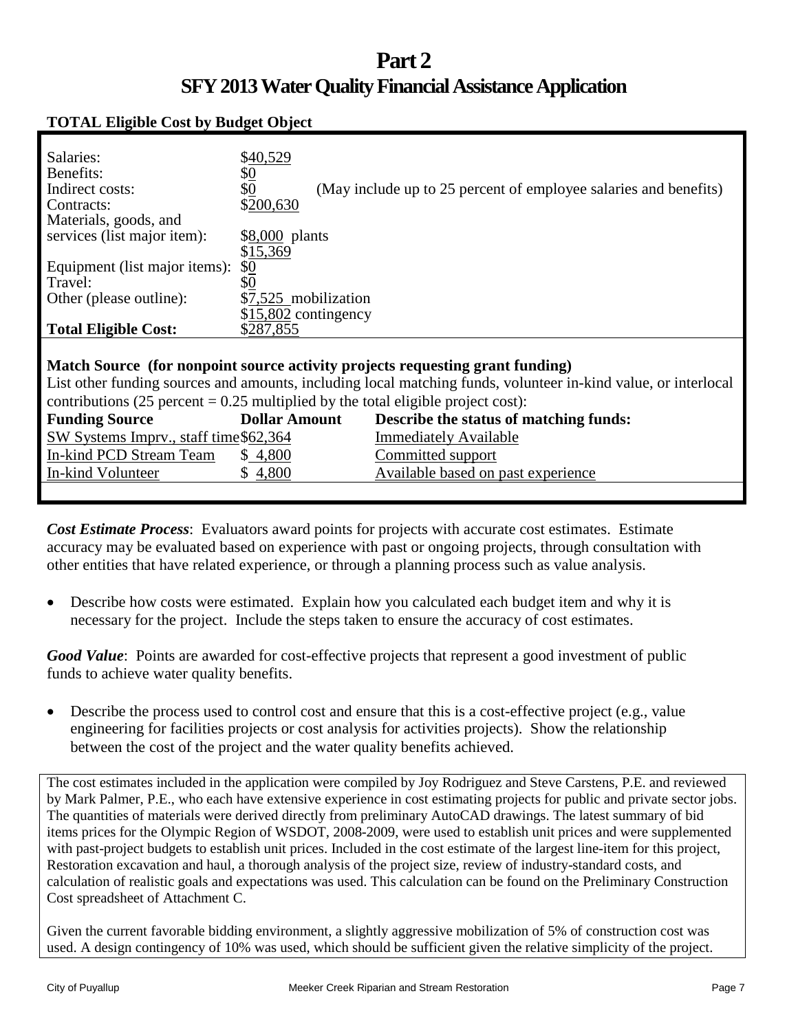# Part 2

# SFY 2013 Water Quality Financial Assistance Application

**TOTAL Eligible Cost by Budget Object**

| | | |
|---|---|---|
| Salaries: | $40,529 | |
| Benefits: | $0 | |
| Indirect costs: | $0 | (May include up to 25 percent of employee salaries and benefits) |
| Contracts: | $200,630 | |
| Materials, goods, and services (list major item): | $8,000 plants | |
| | $15,369 | |
| Equipment (list major items): | $0 | |
| Travel: | $0 | |
| Other (please outline): | $7,525 mobilization | |
| | $15,802 contingency | |
| **Total Eligible Cost:** | $287,855 | |

**Match Source (for nonpoint source activity projects requesting grant funding)**

List other funding sources and amounts, including local matching funds, volunteer in-kind value, or interlocal contributions (25 percent = 0.25 multiplied by the total eligible project cost):

| Funding Source | Dollar Amount | Describe the status of matching funds: |
|---|---|---|
| SW Systems Imprv., staff time | $62,364 | Immediately Available |
| In-kind PCD Stream Team | $ 4,800 | Committed support |
| In-kind Volunteer | $ 4,800 | Available based on past experience |

***Cost Estimate Process***: Evaluators award points for projects with accurate cost estimates. Estimate accuracy may be evaluated based on experience with past or ongoing projects, through consultation with other entities that have related experience, or through a planning process such as value analysis.

- Describe how costs were estimated. Explain how you calculated each budget item and why it is necessary for the project. Include the steps taken to ensure the accuracy of cost estimates.

***Good Value***: Points are awarded for cost-effective projects that represent a good investment of public funds to achieve water quality benefits.

- Describe the process used to control cost and ensure that this is a cost-effective project (e.g., value engineering for facilities projects or cost analysis for activities projects). Show the relationship between the cost of the project and the water quality benefits achieved.

The cost estimates included in the application were compiled by Joy Rodriguez and Steve Carstens, P.E. and reviewed by Mark Palmer, P.E., who each have extensive experience in cost estimating projects for public and private sector jobs. The quantities of materials were derived directly from preliminary AutoCAD drawings. The latest summary of bid items prices for the Olympic Region of WSDOT, 2008-2009, were used to establish unit prices and were supplemented with past-project budgets to establish unit prices. Included in the cost estimate of the largest line-item for this project, Restoration excavation and haul, a thorough analysis of the project size, review of industry-standard costs, and calculation of realistic goals and expectations was used. This calculation can be found on the Preliminary Construction Cost spreadsheet of Attachment C.

Given the current favorable bidding environment, a slightly aggressive mobilization of 5% of construction cost was used. A design contingency of 10% was used, which should be sufficient given the relative simplicity of the project.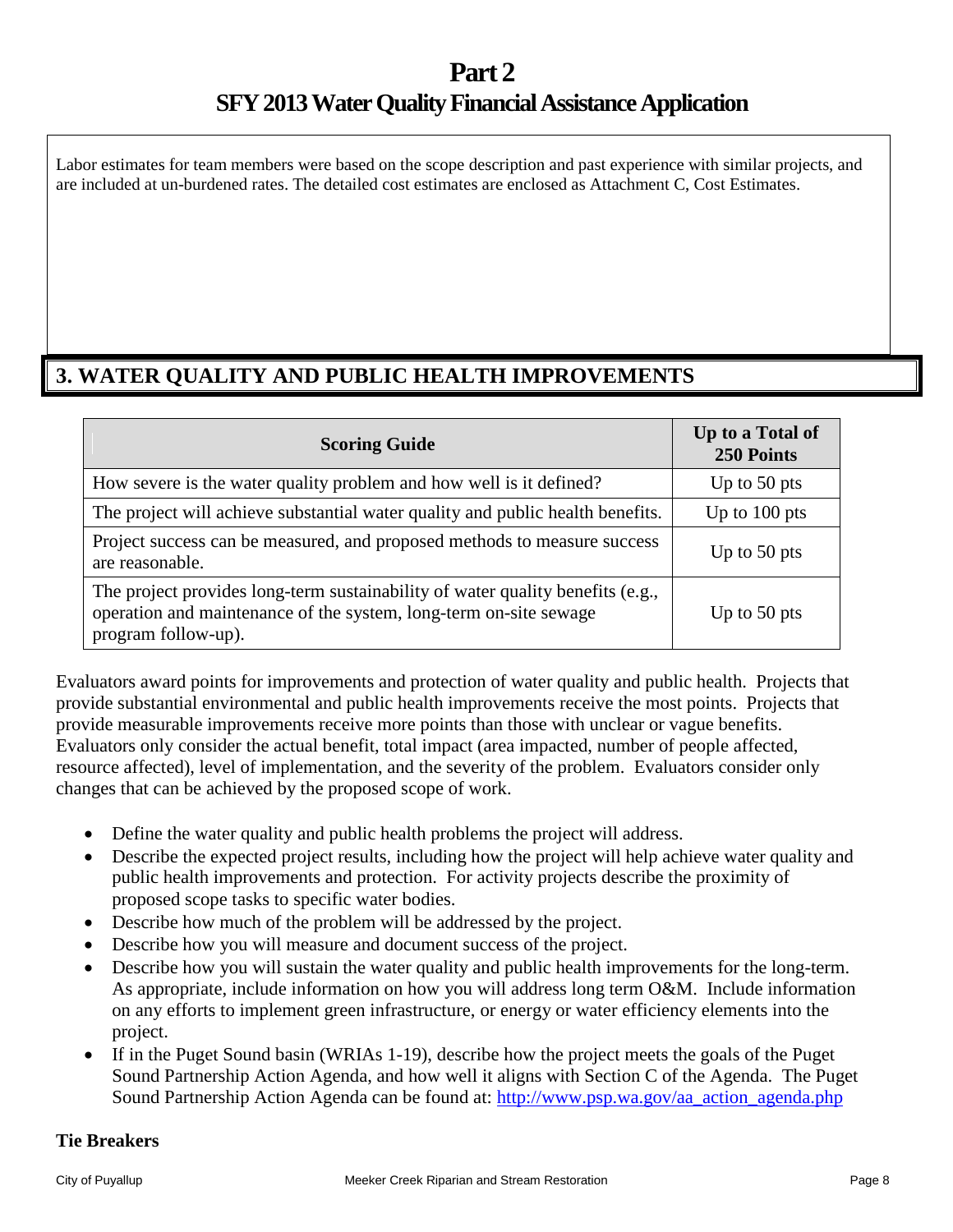# Part 2

## SFY 2013 Water Quality Financial Assistance Application

Labor estimates for team members were based on the scope description and past experience with similar projects, and are included at un-burdened rates. The detailed cost estimates are enclosed as Attachment C, Cost Estimates.

## 3. WATER QUALITY AND PUBLIC HEALTH IMPROVEMENTS

| Scoring Guide | Up to a Total of 250 Points |
|---|---|
| How severe is the water quality problem and how well is it defined? | Up to 50 pts |
| The project will achieve substantial water quality and public health benefits. | Up to 100 pts |
| Project success can be measured, and proposed methods to measure success are reasonable. | Up to 50 pts |
| The project provides long-term sustainability of water quality benefits (e.g., operation and maintenance of the system, long-term on-site sewage program follow-up). | Up to 50 pts |

Evaluators award points for improvements and protection of water quality and public health. Projects that provide substantial environmental and public health improvements receive the most points. Projects that provide measurable improvements receive more points than those with unclear or vague benefits. Evaluators only consider the actual benefit, total impact (area impacted, number of people affected, resource affected), level of implementation, and the severity of the problem. Evaluators consider only changes that can be achieved by the proposed scope of work.

- Define the water quality and public health problems the project will address.
- Describe the expected project results, including how the project will help achieve water quality and public health improvements and protection. For activity projects describe the proximity of proposed scope tasks to specific water bodies.
- Describe how much of the problem will be addressed by the project.
- Describe how you will measure and document success of the project.
- Describe how you will sustain the water quality and public health improvements for the long-term. As appropriate, include information on how you will address long term O&M. Include information on any efforts to implement green infrastructure, or energy or water efficiency elements into the project.
- If in the Puget Sound basin (WRIAs 1-19), describe how the project meets the goals of the Puget Sound Partnership Action Agenda, and how well it aligns with Section C of the Agenda. The Puget Sound Partnership Action Agenda can be found at: http://www.psp.wa.gov/aa_action_agenda.php

**Tie Breakers**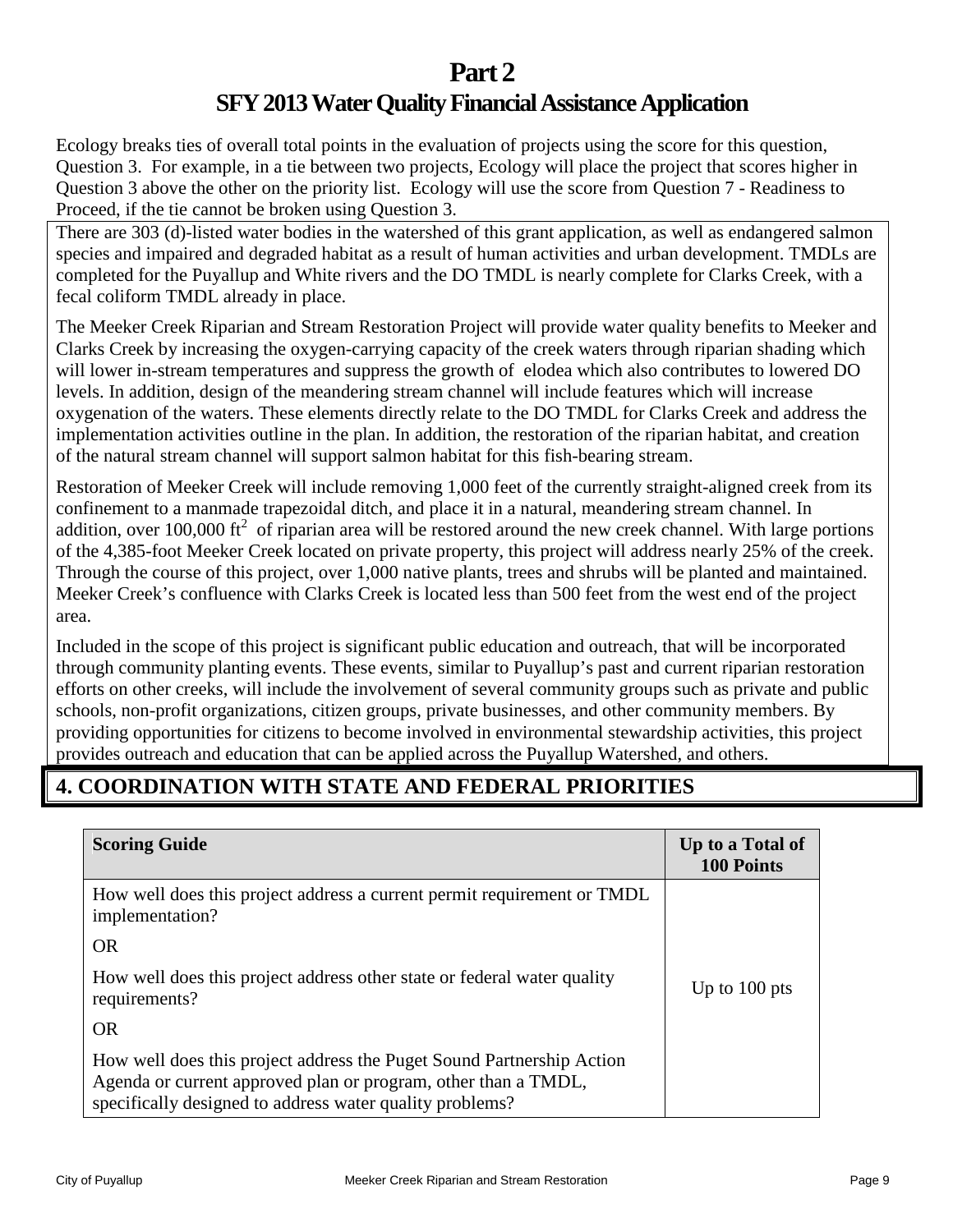# Part 2

## SFY 2013 Water Quality Financial Assistance Application

Ecology breaks ties of overall total points in the evaluation of projects using the score for this question, Question 3. For example, in a tie between two projects, Ecology will place the project that scores higher in Question 3 above the other on the priority list. Ecology will use the score from Question 7 - Readiness to Proceed, if the tie cannot be broken using Question 3.

There are 303 (d)-listed water bodies in the watershed of this grant application, as well as endangered salmon species and impaired and degraded habitat as a result of human activities and urban development. TMDLs are completed for the Puyallup and White rivers and the DO TMDL is nearly complete for Clarks Creek, with a fecal coliform TMDL already in place.

The Meeker Creek Riparian and Stream Restoration Project will provide water quality benefits to Meeker and Clarks Creek by increasing the oxygen-carrying capacity of the creek waters through riparian shading which will lower in-stream temperatures and suppress the growth of elodea which also contributes to lowered DO levels. In addition, design of the meandering stream channel will include features which will increase oxygenation of the waters. These elements directly relate to the DO TMDL for Clarks Creek and address the implementation activities outline in the plan. In addition, the restoration of the riparian habitat, and creation of the natural stream channel will support salmon habitat for this fish-bearing stream.

Restoration of Meeker Creek will include removing 1,000 feet of the currently straight-aligned creek from its confinement to a manmade trapezoidal ditch, and place it in a natural, meandering stream channel. In addition, over 100,000 $ft^2$ of riparian area will be restored around the new creek channel. With large portions of the 4,385-foot Meeker Creek located on private property, this project will address nearly 25% of the creek. Through the course of this project, over 1,000 native plants, trees and shrubs will be planted and maintained. Meeker Creek's confluence with Clarks Creek is located less than 500 feet from the west end of the project area.

Included in the scope of this project is significant public education and outreach, that will be incorporated through community planting events. These events, similar to Puyallup's past and current riparian restoration efforts on other creeks, will include the involvement of several community groups such as private and public schools, non-profit organizations, citizen groups, private businesses, and other community members. By providing opportunities for citizens to become involved in environmental stewardship activities, this project provides outreach and education that can be applied across the Puyallup Watershed, and others.

## 4. COORDINATION WITH STATE AND FEDERAL PRIORITIES

| Scoring Guide | Up to a Total of 100 Points |
|---|---|
| How well does this project address a current permit requirement or TMDL implementation?<br><br>OR<br><br>How well does this project address other state or federal water quality requirements?<br><br>OR<br><br>How well does this project address the Puget Sound Partnership Action Agenda or current approved plan or program, other than a TMDL, specifically designed to address water quality problems? | Up to 100 pts |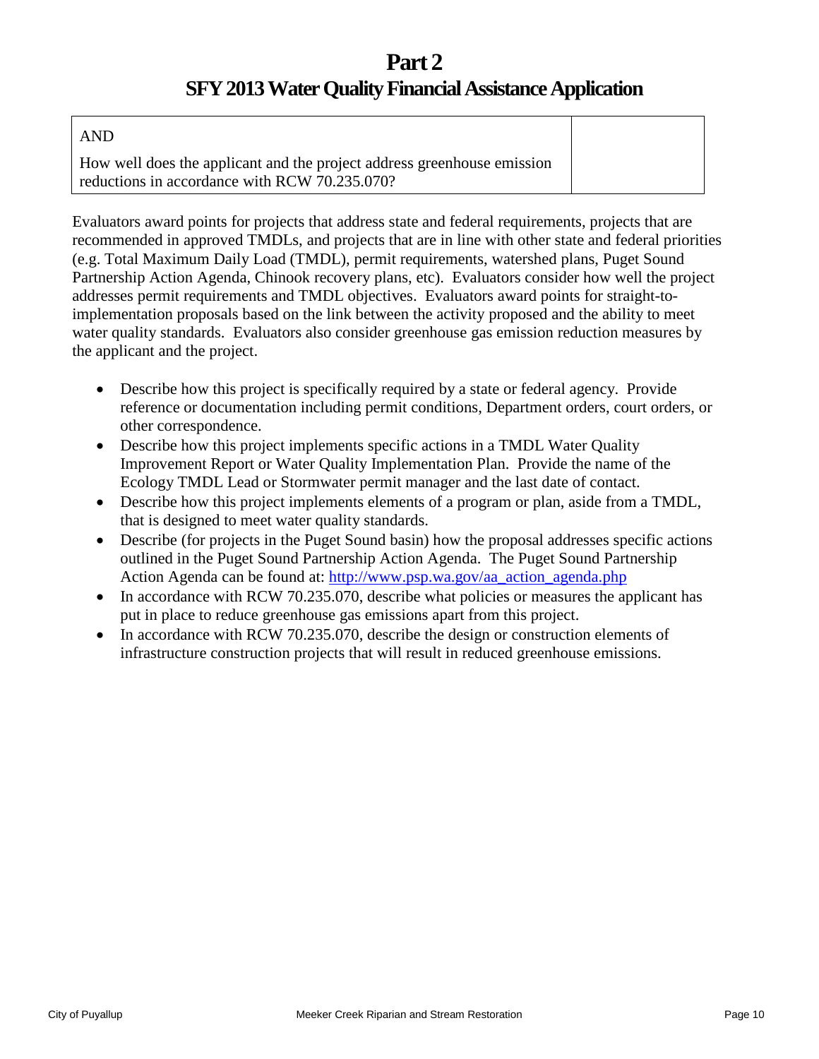# Part 2

## SFY 2013 Water Quality Financial Assistance Application

| AND<br><br>How well does the applicant and the project address greenhouse emission reductions in accordance with RCW 70.235.070? | |
| --- | --- |

Evaluators award points for projects that address state and federal requirements, projects that are recommended in approved TMDLs, and projects that are in line with other state and federal priorities (e.g. Total Maximum Daily Load (TMDL), permit requirements, watershed plans, Puget Sound Partnership Action Agenda, Chinook recovery plans, etc). Evaluators consider how well the project addresses permit requirements and TMDL objectives. Evaluators award points for straight-to-implementation proposals based on the link between the activity proposed and the ability to meet water quality standards. Evaluators also consider greenhouse gas emission reduction measures by the applicant and the project.

- Describe how this project is specifically required by a state or federal agency. Provide reference or documentation including permit conditions, Department orders, court orders, or other correspondence.
- Describe how this project implements specific actions in a TMDL Water Quality Improvement Report or Water Quality Implementation Plan. Provide the name of the Ecology TMDL Lead or Stormwater permit manager and the last date of contact.
- Describe how this project implements elements of a program or plan, aside from a TMDL, that is designed to meet water quality standards.
- Describe (for projects in the Puget Sound basin) how the proposal addresses specific actions outlined in the Puget Sound Partnership Action Agenda. The Puget Sound Partnership Action Agenda can be found at: [http://www.psp.wa.gov/aa_action_agenda.php](http://www.psp.wa.gov/aa_action_agenda.php)
- In accordance with RCW 70.235.070, describe what policies or measures the applicant has put in place to reduce greenhouse gas emissions apart from this project.
- In accordance with RCW 70.235.070, describe the design or construction elements of infrastructure construction projects that will result in reduced greenhouse emissions.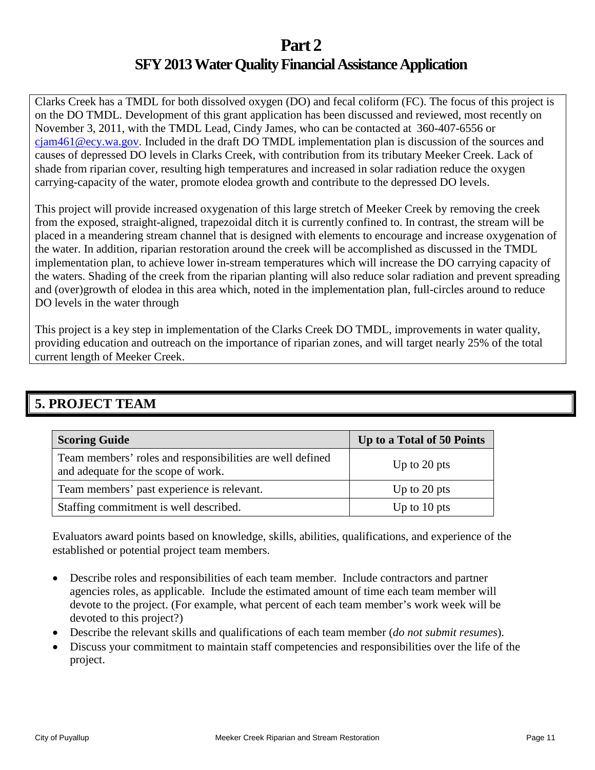# Part 2

# SFY 2013 Water Quality Financial Assistance Application

Clarks Creek has a TMDL for both dissolved oxygen (DO) and fecal coliform (FC). The focus of this project is on the DO TMDL. Development of this grant application has been discussed and reviewed, most recently on November 3, 2011, with the TMDL Lead, Cindy James, who can be contacted at 360-407-6556 or cjam461@ecy.wa.gov. Included in the draft DO TMDL implementation plan is discussion of the sources and causes of depressed DO levels in Clarks Creek, with contribution from its tributary Meeker Creek. Lack of shade from riparian cover, resulting high temperatures and increased in solar radiation reduce the oxygen carrying-capacity of the water, promote elodea growth and contribute to the depressed DO levels.

This project will provide increased oxygenation of this large stretch of Meeker Creek by removing the creek from the exposed, straight-aligned, trapezoidal ditch it is currently confined to. In contrast, the stream will be placed in a meandering stream channel that is designed with elements to encourage and increase oxygenation of the water. In addition, riparian restoration around the creek will be accomplished as discussed in the TMDL implementation plan, to achieve lower in-stream temperatures which will increase the DO carrying capacity of the waters. Shading of the creek from the riparian planting will also reduce solar radiation and prevent spreading and (over)growth of elodea in this area which, noted in the implementation plan, full-circles around to reduce DO levels in the water through

This project is a key step in implementation of the Clarks Creek DO TMDL, improvements in water quality, providing education and outreach on the importance of riparian zones, and will target nearly 25% of the total current length of Meeker Creek.

## 5. PROJECT TEAM

| Scoring Guide | Up to a Total of 50 Points |
|---|---|
| Team members' roles and responsibilities are well defined and adequate for the scope of work. | Up to 20 pts |
| Team members' past experience is relevant. | Up to 20 pts |
| Staffing commitment is well described. | Up to 10 pts |

Evaluators award points based on knowledge, skills, abilities, qualifications, and experience of the established or potential project team members.

- Describe roles and responsibilities of each team member. Include contractors and partner agencies roles, as applicable. Include the estimated amount of time each team member will devote to the project. (For example, what percent of each team member's work week will be devoted to this project?)
- Describe the relevant skills and qualifications of each team member (*do not submit resumes*).
- Discuss your commitment to maintain staff competencies and responsibilities over the life of the project.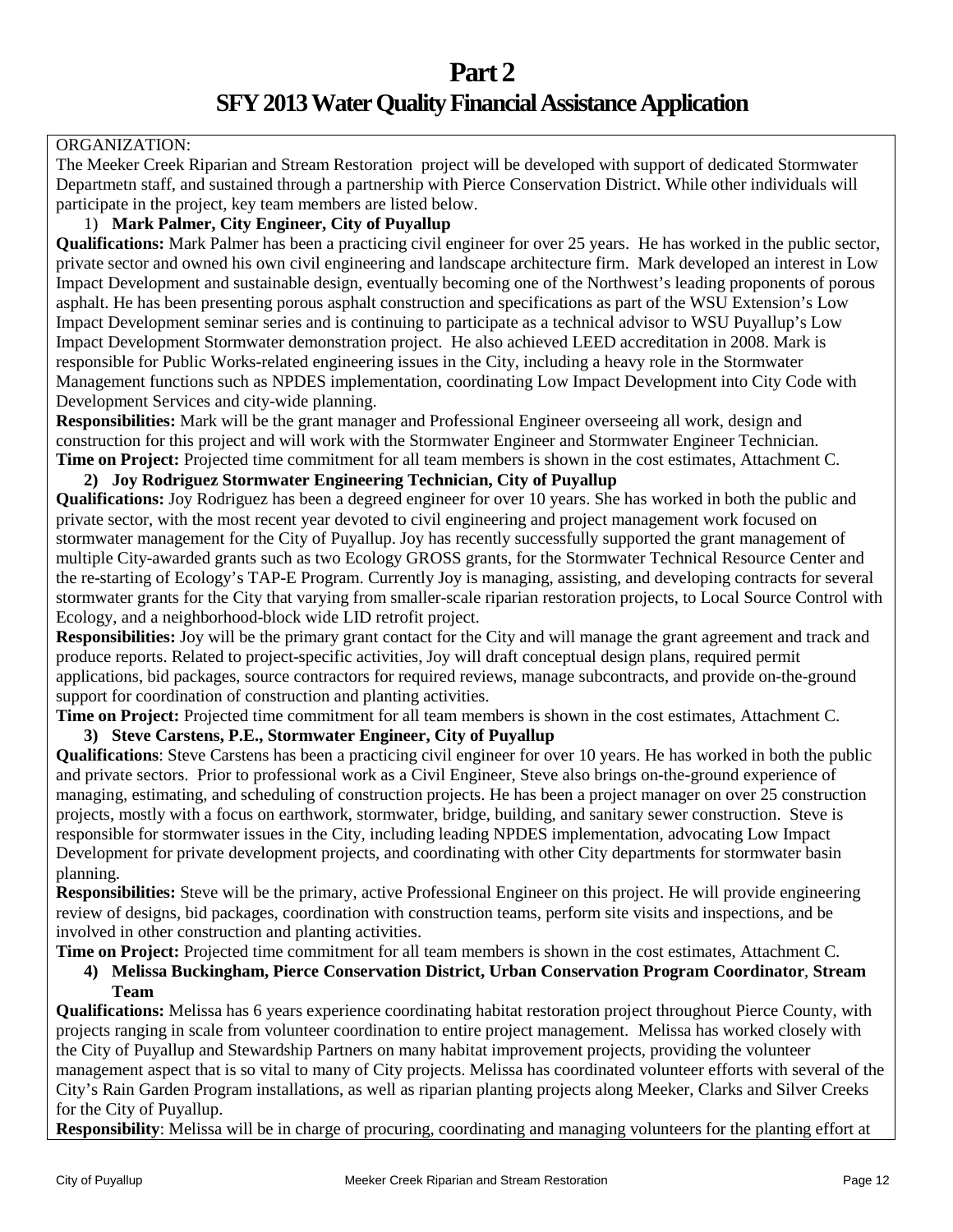# Part 2

# SFY 2013 Water Quality Financial Assistance Application

ORGANIZATION:

The Meeker Creek Riparian and Stream Restoration project will be developed with support of dedicated Stormwater Departmetn staff, and sustained through a partnership with Pierce Conservation District. While other individuals will participate in the project, key team members are listed below.

1) **Mark Palmer, City Engineer, City of Puyallup**

**Qualifications:** Mark Palmer has been a practicing civil engineer for over 25 years. He has worked in the public sector, private sector and owned his own civil engineering and landscape architecture firm. Mark developed an interest in Low Impact Development and sustainable design, eventually becoming one of the Northwest's leading proponents of porous asphalt. He has been presenting porous asphalt construction and specifications as part of the WSU Extension's Low Impact Development seminar series and is continuing to participate as a technical advisor to WSU Puyallup's Low Impact Development Stormwater demonstration project. He also achieved LEED accreditation in 2008. Mark is responsible for Public Works-related engineering issues in the City, including a heavy role in the Stormwater Management functions such as NPDES implementation, coordinating Low Impact Development into City Code with Development Services and city-wide planning.

**Responsibilities:** Mark will be the grant manager and Professional Engineer overseeing all work, design and construction for this project and will work with the Stormwater Engineer and Stormwater Engineer Technician.

**Time on Project:** Projected time commitment for all team members is shown in the cost estimates, Attachment C.

**2) Joy Rodriguez Stormwater Engineering Technician, City of Puyallup**

**Qualifications:** Joy Rodriguez has been a degreed engineer for over 10 years. She has worked in both the public and private sector, with the most recent year devoted to civil engineering and project management work focused on stormwater management for the City of Puyallup. Joy has recently successfully supported the grant management of multiple City-awarded grants such as two Ecology GROSS grants, for the Stormwater Technical Resource Center and the re-starting of Ecology's TAP-E Program. Currently Joy is managing, assisting, and developing contracts for several stormwater grants for the City that varying from smaller-scale riparian restoration projects, to Local Source Control with Ecology, and a neighborhood-block wide LID retrofit project.

**Responsibilities:** Joy will be the primary grant contact for the City and will manage the grant agreement and track and produce reports. Related to project-specific activities, Joy will draft conceptual design plans, required permit applications, bid packages, source contractors for required reviews, manage subcontracts, and provide on-the-ground support for coordination of construction and planting activities.

**Time on Project:** Projected time commitment for all team members is shown in the cost estimates, Attachment C.

**3) Steve Carstens, P.E., Stormwater Engineer, City of Puyallup**

**Qualifications**: Steve Carstens has been a practicing civil engineer for over 10 years. He has worked in both the public and private sectors. Prior to professional work as a Civil Engineer, Steve also brings on-the-ground experience of managing, estimating, and scheduling of construction projects. He has been a project manager on over 25 construction projects, mostly with a focus on earthwork, stormwater, bridge, building, and sanitary sewer construction. Steve is responsible for stormwater issues in the City, including leading NPDES implementation, advocating Low Impact Development for private development projects, and coordinating with other City departments for stormwater basin planning.

**Responsibilities:** Steve will be the primary, active Professional Engineer on this project. He will provide engineering review of designs, bid packages, coordination with construction teams, perform site visits and inspections, and be involved in other construction and planting activities.

**Time on Project:** Projected time commitment for all team members is shown in the cost estimates, Attachment C.

**4) Melissa Buckingham, Pierce Conservation District, Urban Conservation Program Coordinator**, **Stream Team**

**Qualifications:** Melissa has 6 years experience coordinating habitat restoration project throughout Pierce County, with projects ranging in scale from volunteer coordination to entire project management. Melissa has worked closely with the City of Puyallup and Stewardship Partners on many habitat improvement projects, providing the volunteer management aspect that is so vital to many of City projects. Melissa has coordinated volunteer efforts with several of the City's Rain Garden Program installations, as well as riparian planting projects along Meeker, Clarks and Silver Creeks for the City of Puyallup.

**Responsibility**: Melissa will be in charge of procuring, coordinating and managing volunteers for the planting effort at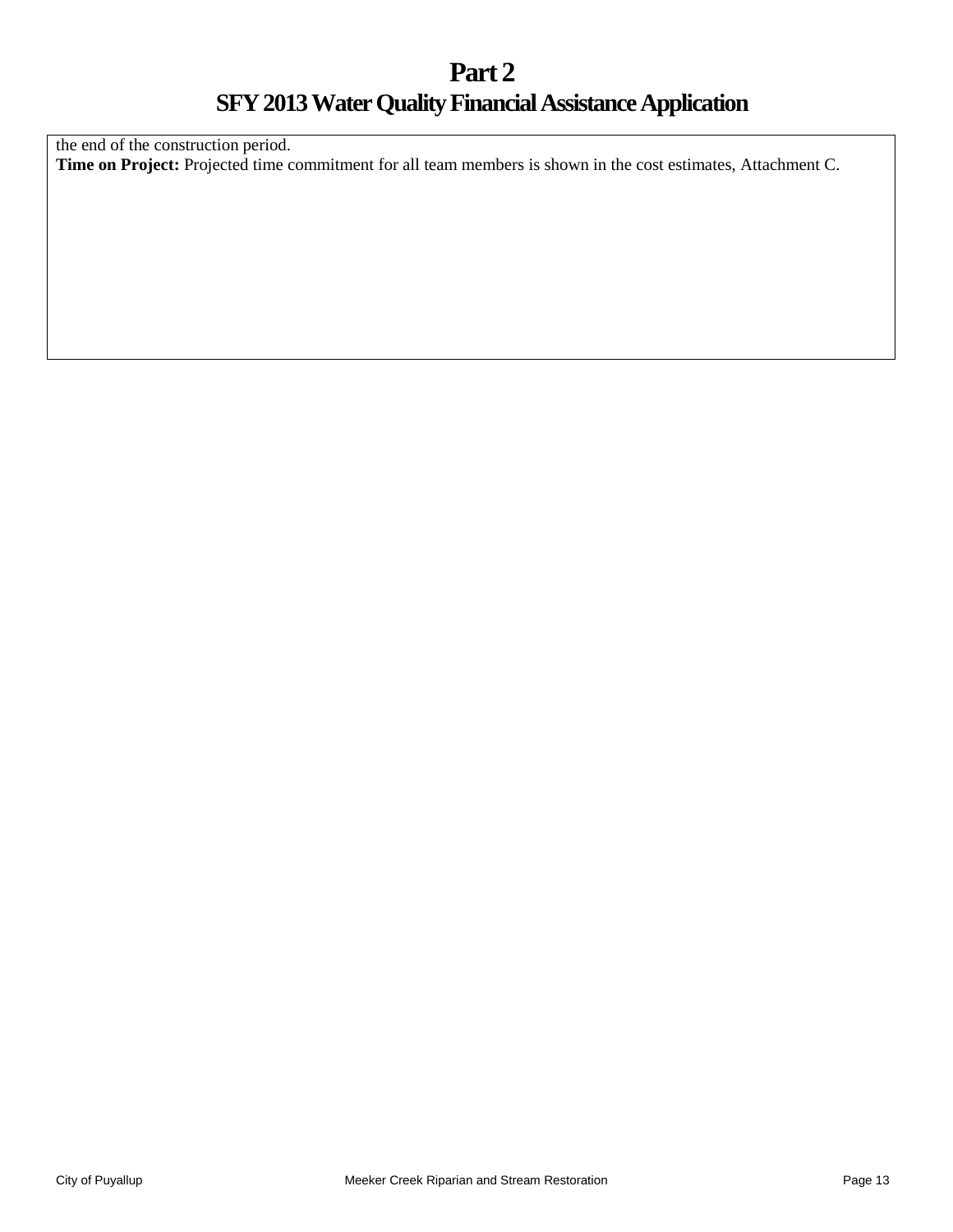# Part 2

## SFY 2013 Water Quality Financial Assistance Application

the end of the construction period.

**Time on Project:** Projected time commitment for all team members is shown in the cost estimates, Attachment C.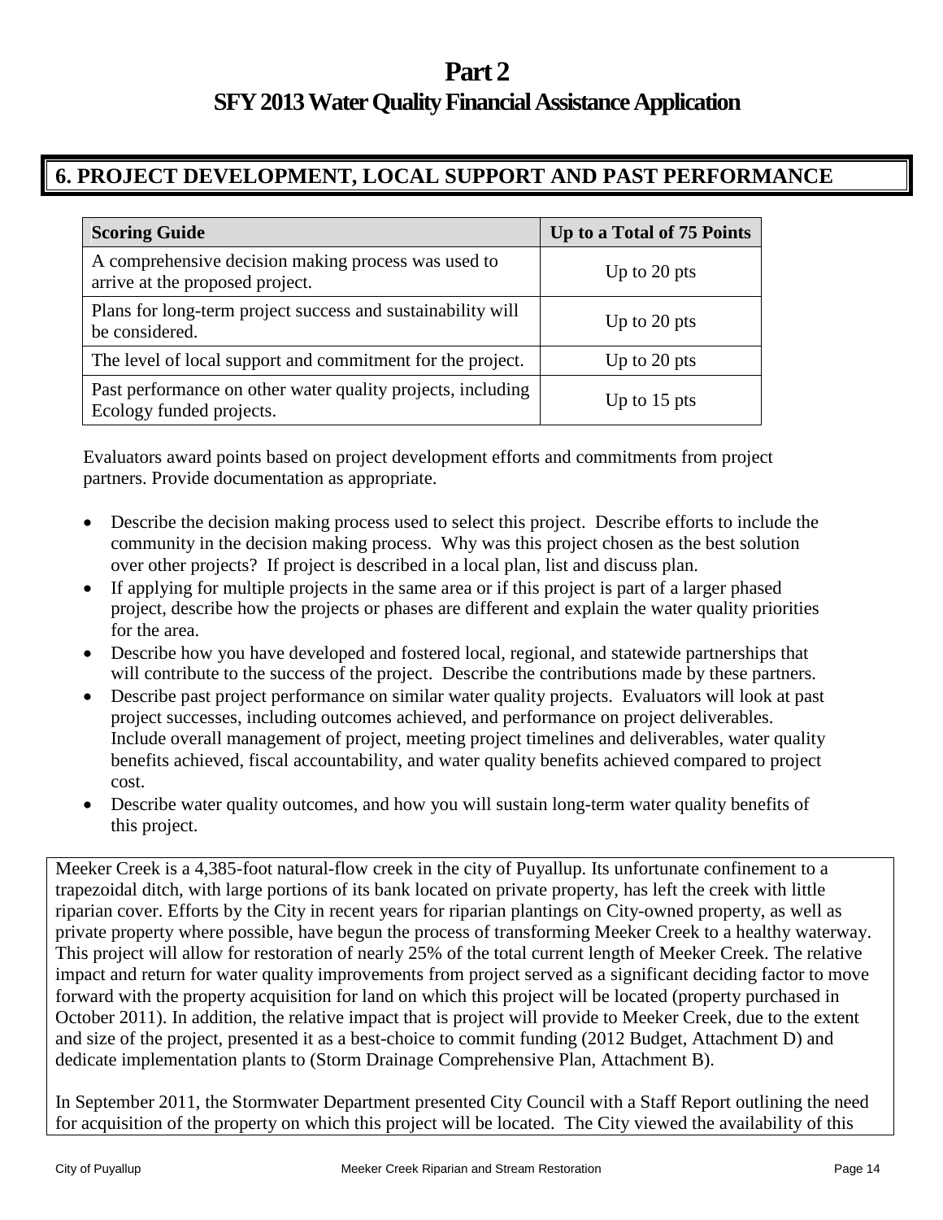# Part 2

## SFY 2013 Water Quality Financial Assistance Application

## 6. PROJECT DEVELOPMENT, LOCAL SUPPORT AND PAST PERFORMANCE

| Scoring Guide | Up to a Total of 75 Points |
|---|---|
| A comprehensive decision making process was used to arrive at the proposed project. | Up to 20 pts |
| Plans for long-term project success and sustainability will be considered. | Up to 20 pts |
| The level of local support and commitment for the project. | Up to 20 pts |
| Past performance on other water quality projects, including Ecology funded projects. | Up to 15 pts |

Evaluators award points based on project development efforts and commitments from project partners. Provide documentation as appropriate.

- Describe the decision making process used to select this project. Describe efforts to include the community in the decision making process. Why was this project chosen as the best solution over other projects? If project is described in a local plan, list and discuss plan.
- If applying for multiple projects in the same area or if this project is part of a larger phased project, describe how the projects or phases are different and explain the water quality priorities for the area.
- Describe how you have developed and fostered local, regional, and statewide partnerships that will contribute to the success of the project. Describe the contributions made by these partners.
- Describe past project performance on similar water quality projects. Evaluators will look at past project successes, including outcomes achieved, and performance on project deliverables. Include overall management of project, meeting project timelines and deliverables, water quality benefits achieved, fiscal accountability, and water quality benefits achieved compared to project cost.
- Describe water quality outcomes, and how you will sustain long-term water quality benefits of this project.

Meeker Creek is a 4,385-foot natural-flow creek in the city of Puyallup. Its unfortunate confinement to a trapezoidal ditch, with large portions of its bank located on private property, has left the creek with little riparian cover. Efforts by the City in recent years for riparian plantings on City-owned property, as well as private property where possible, have begun the process of transforming Meeker Creek to a healthy waterway. This project will allow for restoration of nearly 25% of the total current length of Meeker Creek. The relative impact and return for water quality improvements from project served as a significant deciding factor to move forward with the property acquisition for land on which this project will be located (property purchased in October 2011). In addition, the relative impact that is project will provide to Meeker Creek, due to the extent and size of the project, presented it as a best-choice to commit funding (2012 Budget, Attachment D) and dedicate implementation plants to (Storm Drainage Comprehensive Plan, Attachment B).

In September 2011, the Stormwater Department presented City Council with a Staff Report outlining the need for acquisition of the property on which this project will be located. The City viewed the availability of this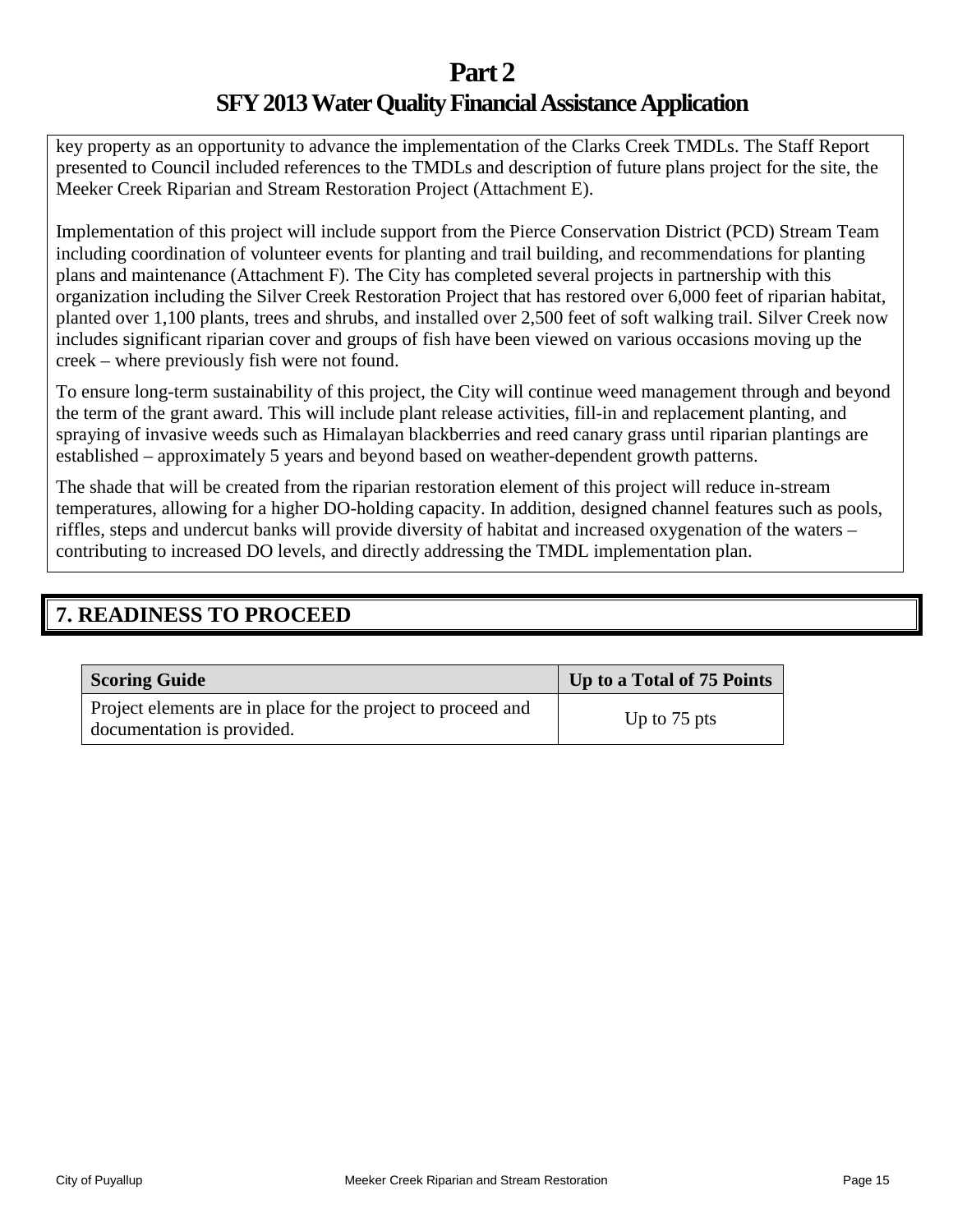key property as an opportunity to advance the implementation of the Clarks Creek TMDLs. The Staff Report presented to Council included references to the TMDLs and description of future plans project for the site, the Meeker Creek Riparian and Stream Restoration Project (Attachment E).

Implementation of this project will include support from the Pierce Conservation District (PCD) Stream Team including coordination of volunteer events for planting and trail building, and recommendations for planting plans and maintenance (Attachment F). The City has completed several projects in partnership with this organization including the Silver Creek Restoration Project that has restored over 6,000 feet of riparian habitat, planted over 1,100 plants, trees and shrubs, and installed over 2,500 feet of soft walking trail. Silver Creek now includes significant riparian cover and groups of fish have been viewed on various occasions moving up the creek – where previously fish were not found.

To ensure long-term sustainability of this project, the City will continue weed management through and beyond the term of the grant award. This will include plant release activities, fill-in and replacement planting, and spraying of invasive weeds such as Himalayan blackberries and reed canary grass until riparian plantings are established – approximately 5 years and beyond based on weather-dependent growth patterns.

The shade that will be created from the riparian restoration element of this project will reduce in-stream temperatures, allowing for a higher DO-holding capacity. In addition, designed channel features such as pools, riffles, steps and undercut banks will provide diversity of habitat and increased oxygenation of the waters – contributing to increased DO levels, and directly addressing the TMDL implementation plan.

## 7. READINESS TO PROCEED

| Scoring Guide | Up to a Total of 75 Points |
|---|---|
| Project elements are in place for the project to proceed and documentation is provided. | Up to 75 pts |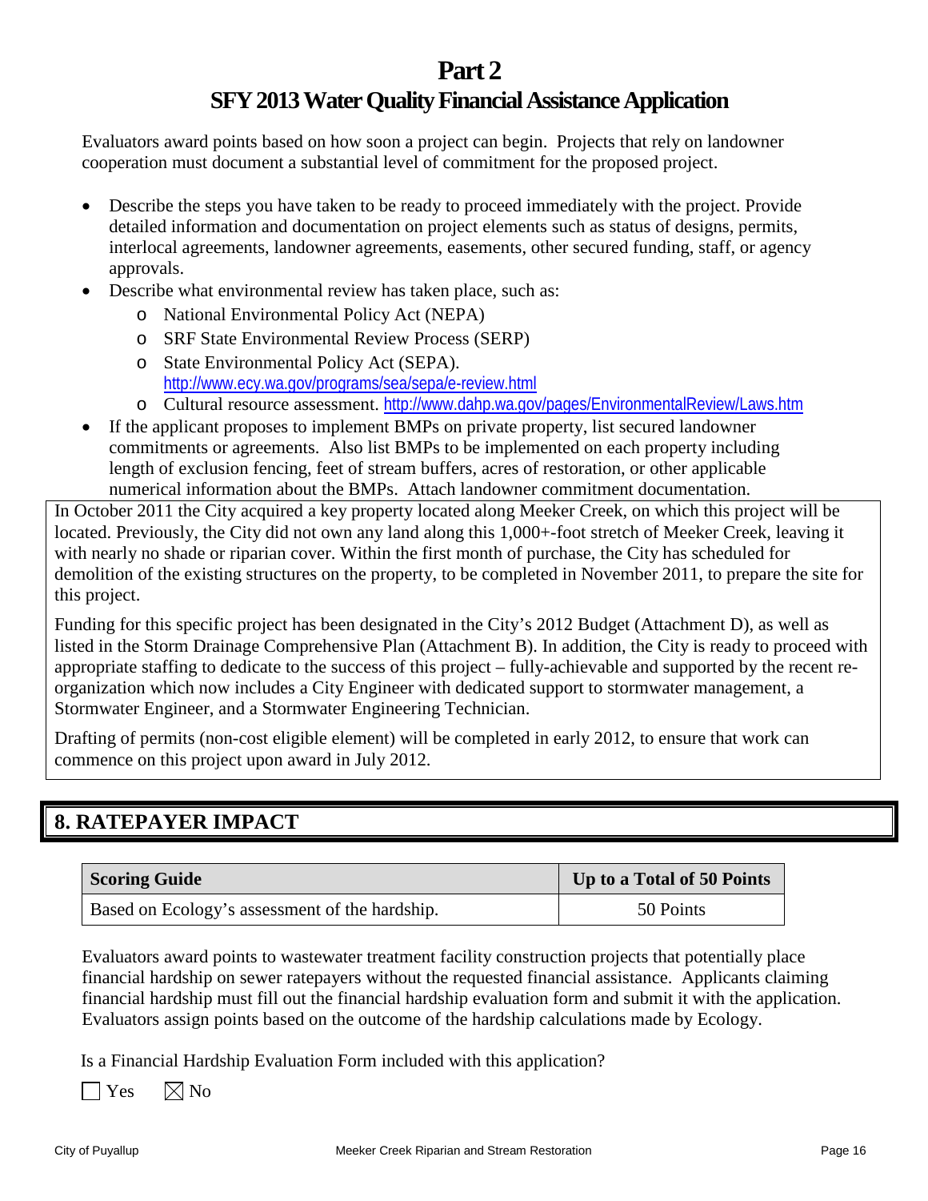# Part 2

## SFY 2013 Water Quality Financial Assistance Application

Evaluators award points based on how soon a project can begin. Projects that rely on landowner cooperation must document a substantial level of commitment for the proposed project.

- Describe the steps you have taken to be ready to proceed immediately with the project. Provide detailed information and documentation on project elements such as status of designs, permits, interlocal agreements, landowner agreements, easements, other secured funding, staff, or agency approvals.
- Describe what environmental review has taken place, such as:
  - National Environmental Policy Act (NEPA)
  - SRF State Environmental Review Process (SERP)
  - State Environmental Policy Act (SEPA). http://www.ecy.wa.gov/programs/sea/sepa/e-review.html
  - Cultural resource assessment. http://www.dahp.wa.gov/pages/EnvironmentalReview/Laws.htm
- If the applicant proposes to implement BMPs on private property, list secured landowner commitments or agreements. Also list BMPs to be implemented on each property including length of exclusion fencing, feet of stream buffers, acres of restoration, or other applicable numerical information about the BMPs. Attach landowner commitment documentation.

In October 2011 the City acquired a key property located along Meeker Creek, on which this project will be located. Previously, the City did not own any land along this 1,000+-foot stretch of Meeker Creek, leaving it with nearly no shade or riparian cover. Within the first month of purchase, the City has scheduled for demolition of the existing structures on the property, to be completed in November 2011, to prepare the site for this project.

Funding for this specific project has been designated in the City's 2012 Budget (Attachment D), as well as listed in the Storm Drainage Comprehensive Plan (Attachment B). In addition, the City is ready to proceed with appropriate staffing to dedicate to the success of this project – fully-achievable and supported by the recent re-organization which now includes a City Engineer with dedicated support to stormwater management, a Stormwater Engineer, and a Stormwater Engineering Technician.

Drafting of permits (non-cost eligible element) will be completed in early 2012, to ensure that work can commence on this project upon award in July 2012.

## 8. RATEPAYER IMPACT

| Scoring Guide | Up to a Total of 50 Points |
|---|---|
| Based on Ecology's assessment of the hardship. | 50 Points |

Evaluators award points to wastewater treatment facility construction projects that potentially place financial hardship on sewer ratepayers without the requested financial assistance. Applicants claiming financial hardship must fill out the financial hardship evaluation form and submit it with the application. Evaluators assign points based on the outcome of the hardship calculations made by Ecology.

Is a Financial Hardship Evaluation Form included with this application?

☐ Yes ☒ No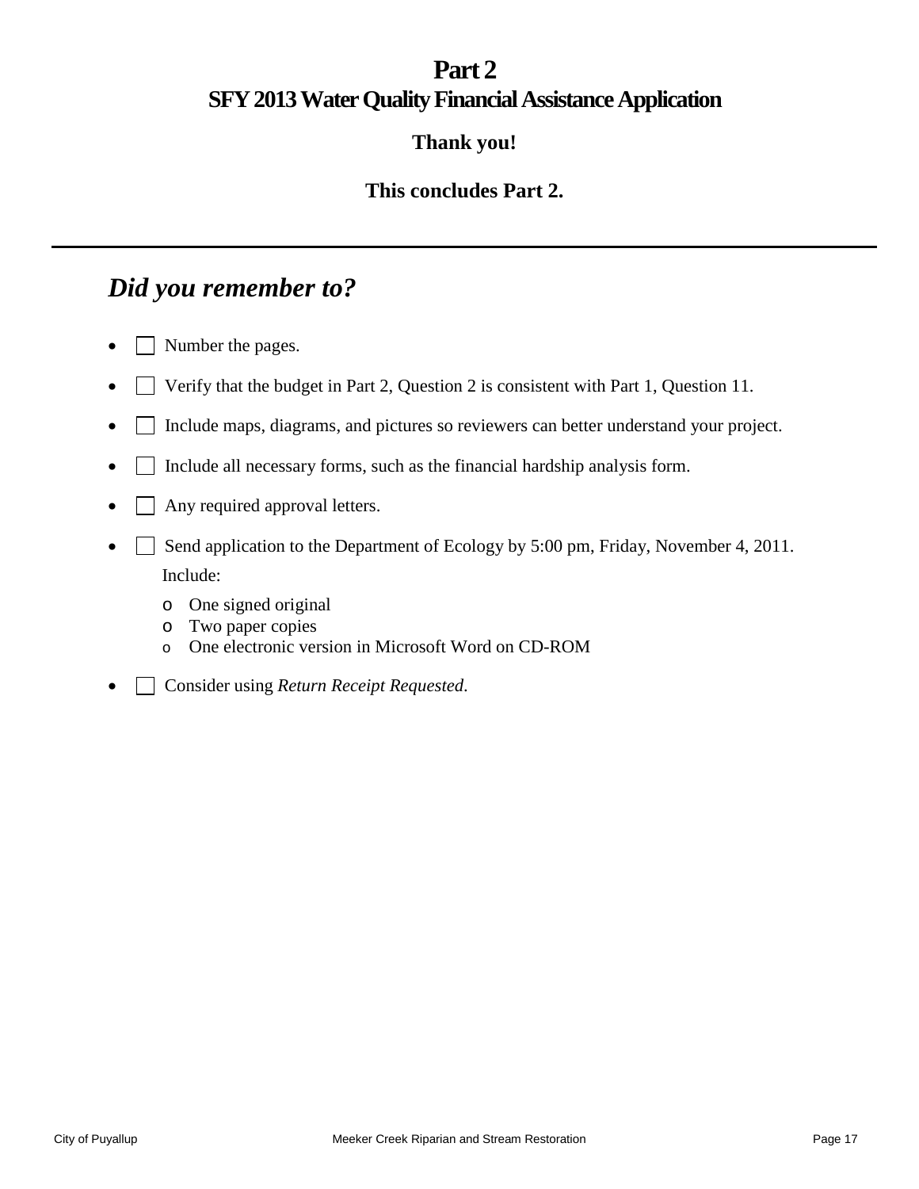# Part 2

## SFY 2013 Water Quality Financial Assistance Application

**Thank you!**

**This concludes Part 2.**

---

## *Did you remember to?*

- ☐ Number the pages.
- ☐ Verify that the budget in Part 2, Question 2 is consistent with Part 1, Question 11.
- ☐ Include maps, diagrams, and pictures so reviewers can better understand your project.
- ☐ Include all necessary forms, such as the financial hardship analysis form.
- ☐ Any required approval letters.
- ☐ Send application to the Department of Ecology by 5:00 pm, Friday, November 4, 2011.

  Include:
  - One signed original
  - Two paper copies
  - One electronic version in Microsoft Word on CD-ROM
- ☐ Consider using *Return Receipt Requested*.